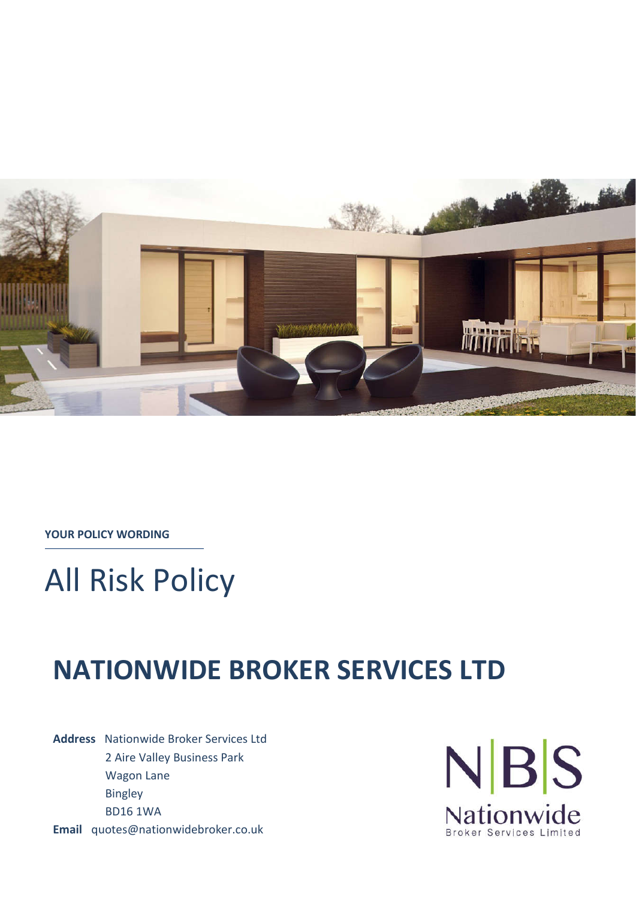YOUR POLICY WORDING

# All Risk Policy

## NATIONWIDE BROKER SERVICES LTD

**Address** Nationwide Broker Services Ltd
2 Aire Valley Business Park
Wagon Lane
Bingley
BD16 1WA

**Email** quotes@nationwidebroker.co.uk

N|B|S
Nationwide
Broker Services Limited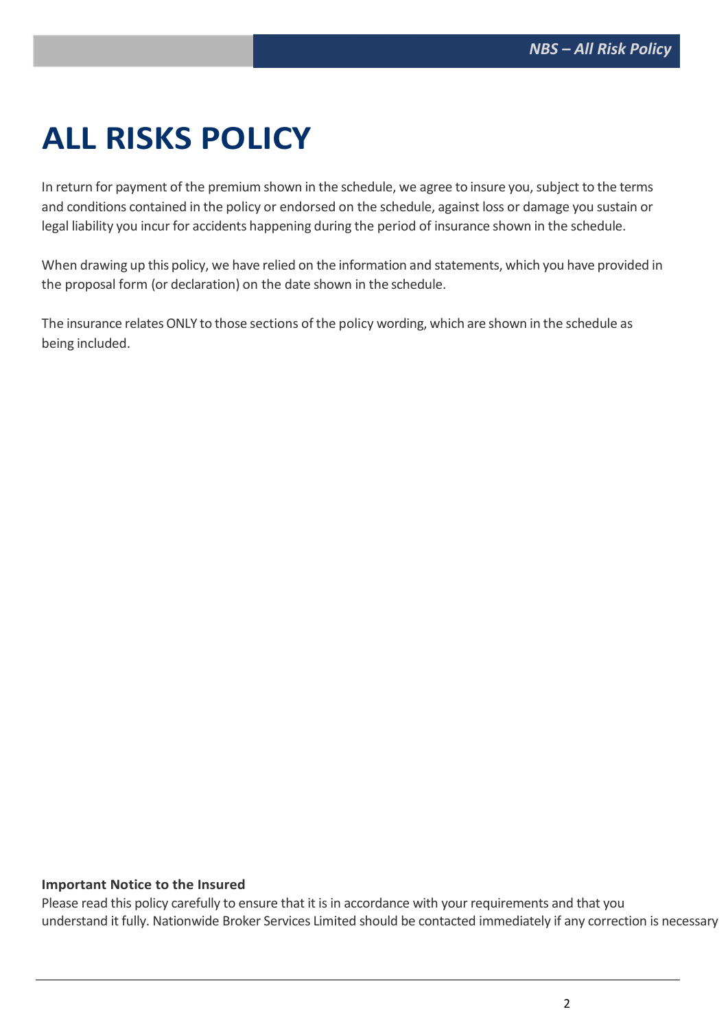# ALL RISKS POLICY

In return for payment of the premium shown in the schedule, we agree to insure you, subject to the terms and conditions contained in the policy or endorsed on the schedule, against loss or damage you sustain or legal liability you incur for accidents happening during the period of insurance shown in the schedule.

When drawing up this policy, we have relied on the information and statements, which you have provided in the proposal form (or declaration) on the date shown in the schedule.

The insurance relates ONLY to those sections of the policy wording, which are shown in the schedule as being included.

**Important Notice to the Insured**

Please read this policy carefully to ensure that it is in accordance with your requirements and that you understand it fully. Nationwide Broker Services Limited should be contacted immediately if any correction is necessary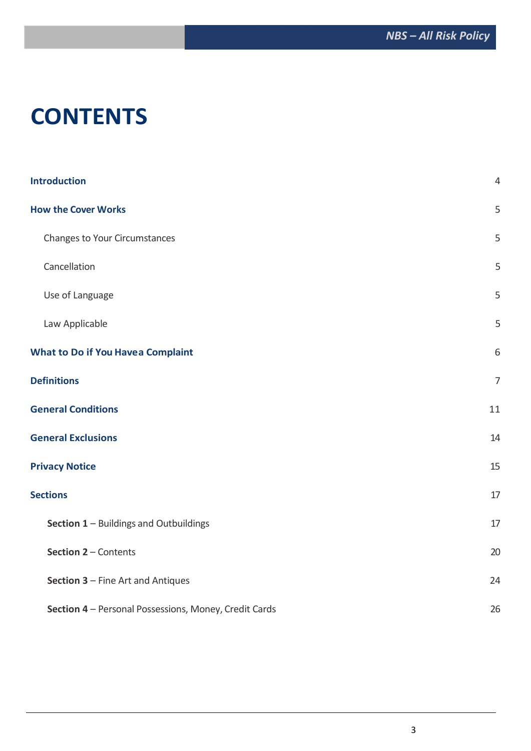# CONTENTS

| | |
|---|---|
| **Introduction** | 4 |
| **How the Cover Works** | 5 |
| Changes to Your Circumstances | 5 |
| Cancellation | 5 |
| Use of Language | 5 |
| Law Applicable | 5 |
| **What to Do if You Have a Complaint** | 6 |
| **Definitions** | 7 |
| **General Conditions** | 11 |
| **General Exclusions** | 14 |
| **Privacy Notice** | 15 |
| **Sections** | 17 |
| **Section 1** – Buildings and Outbuildings | 17 |
| **Section 2** – Contents | 20 |
| **Section 3** – Fine Art and Antiques | 24 |
| **Section 4** – Personal Possessions, Money, Credit Cards | 26 |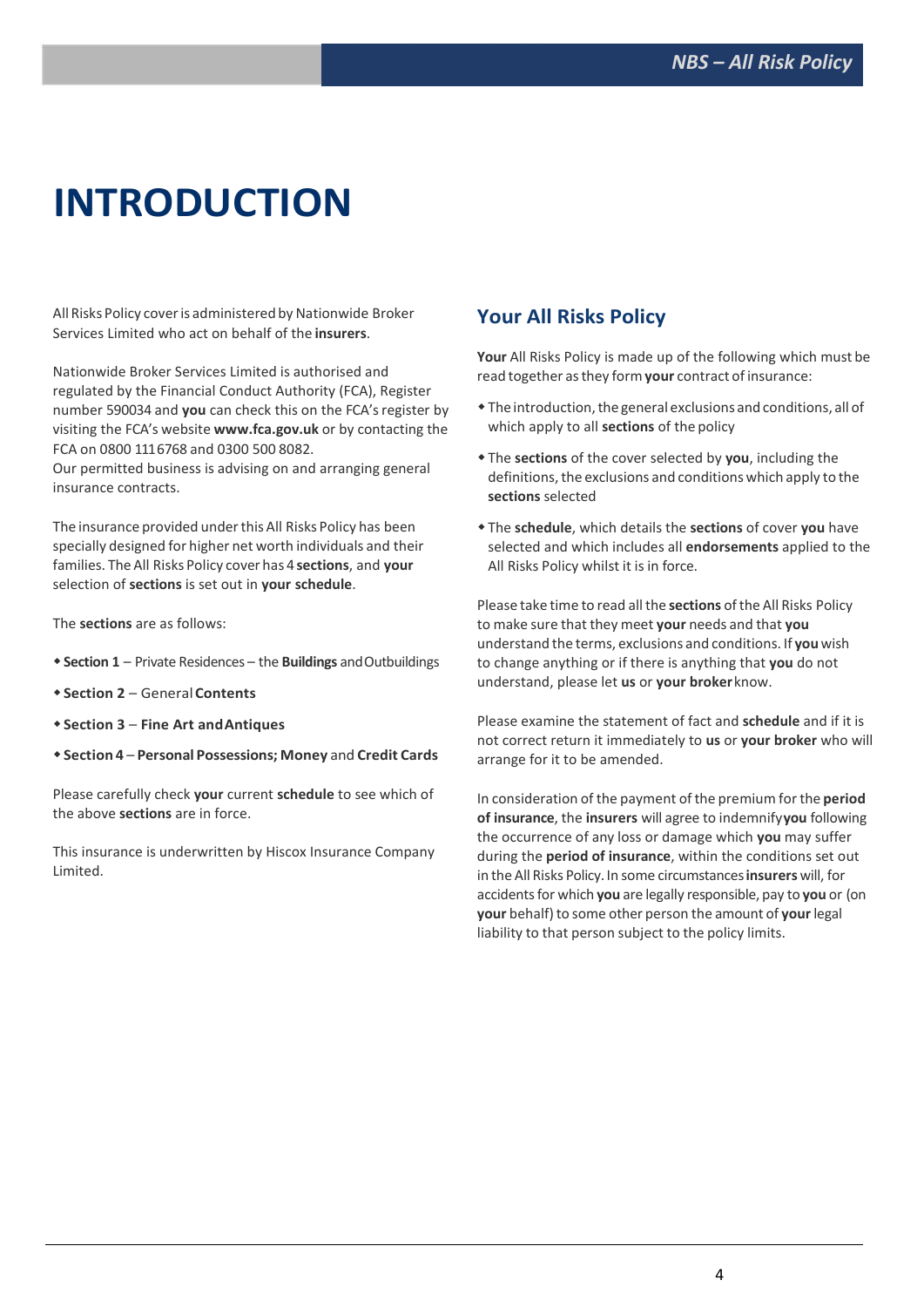# INTRODUCTION

All Risks Policy cover is administered by Nationwide Broker Services Limited who act on behalf of the **insurers**.

Nationwide Broker Services Limited is authorised and regulated by the Financial Conduct Authority (FCA), Register number 590034 and **you** can check this on the FCA's register by visiting the FCA's website **www.fca.gov.uk** or by contacting the FCA on 0800 111 6768 and 0300 500 8082.
Our permitted business is advising on and arranging general insurance contracts.

The insurance provided under this All Risks Policy has been specially designed for higher net worth individuals and their families. The All Risks Policy cover has 4 **sections**, and **your** selection of **sections** is set out in **your schedule**.

The **sections** are as follows:

- **Section 1** – Private Residences – the **Buildings** and Outbuildings
- **Section 2** – General **Contents**
- **Section 3** – **Fine Art and Antiques**
- **Section 4** – **Personal Possessions; Money** and **Credit Cards**

Please carefully check **your** current **schedule** to see which of the above **sections** are in force.

This insurance is underwritten by Hiscox Insurance Company Limited.

## Your All Risks Policy

**Your** All Risks Policy is made up of the following which must be read together as they form **your** contract of insurance:

- The introduction, the general exclusions and conditions, all of which apply to all **sections** of the policy
- The **sections** of the cover selected by **you**, including the definitions, the exclusions and conditions which apply to the **sections** selected
- The **schedule**, which details the **sections** of cover **you** have selected and which includes all **endorsements** applied to the All Risks Policy whilst it is in force.

Please take time to read all the **sections** of the All Risks Policy to make sure that they meet **your** needs and that **you** understand the terms, exclusions and conditions. If **you** wish to change anything or if there is anything that **you** do not understand, please let **us** or **your broker** know.

Please examine the statement of fact and **schedule** and if it is not correct return it immediately to **us** or **your broker** who will arrange for it to be amended.

In consideration of the payment of the premium for the **period of insurance**, the **insurers** will agree to indemnify **you** following the occurrence of any loss or damage which **you** may suffer during the **period of insurance**, within the conditions set out in the All Risks Policy. In some circumstances **insurers** will, for accidents for which **you** are legally responsible, pay to **you** or (on **your** behalf) to some other person the amount of **your** legal liability to that person subject to the policy limits.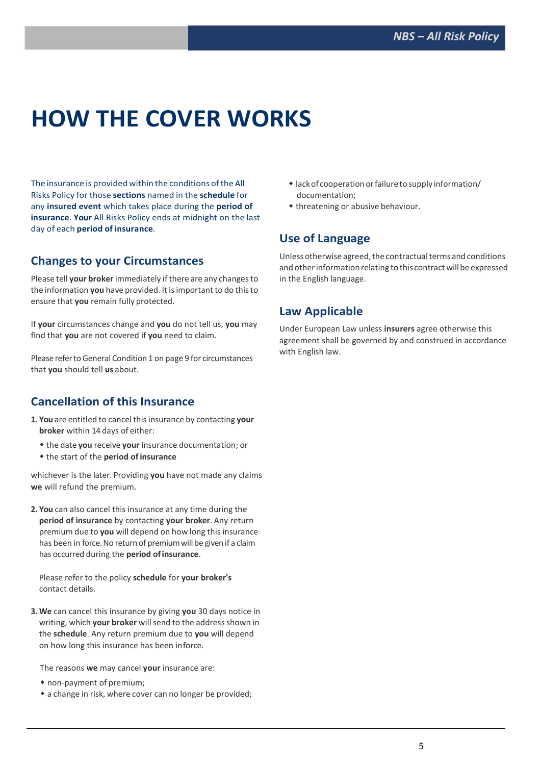# HOW THE COVER WORKS

The insurance is provided within the conditions of the All Risks Policy for those **sections** named in the **schedule** for any **insured event** which takes place during the **period of insurance**. **Your** All Risks Policy ends at midnight on the last day of each **period of insurance**.

## Changes to your Circumstances

Please tell **your broker** immediately if there are any changes to the information **you** have provided. It is important to do this to ensure that **you** remain fully protected.

If **your** circumstances change and **you** do not tell us, **you** may find that **you** are not covered if **you** need to claim.

Please refer to General Condition 1 on page 9 for circumstances that **you** should tell **us** about.

## Cancellation of this Insurance

1. **You** are entitled to cancel this insurance by contacting **your broker** within 14 days of either:
   - the date **you** receive **your** insurance documentation; or
   - the start of the **period of insurance**

whichever is the later. Providing **you** have not made any claims **we** will refund the premium.

2. **You** can also cancel this insurance at any time during the **period of insurance** by contacting **your broker**. Any return premium due to **you** will depend on how long this insurance has been in force. No return of premium will be given if a claim has occurred during the **period of insurance**.

   Please refer to the policy **schedule** for **your broker's** contact details.

3. **We** can cancel this insurance by giving **you** 30 days notice in writing, which **your broker** will send to the address shown in the **schedule**. Any return premium due to **you** will depend on how long this insurance has been inforce.

   The reasons **we** may cancel **your** insurance are:

   - non-payment of premium;
   - a change in risk, where cover can no longer be provided;
   - lack of cooperation or failure to supply information/ documentation;
   - threatening or abusive behaviour.

## Use of Language

Unless otherwise agreed, the contractual terms and conditions and other information relating to this contract will be expressed in the English language.

## Law Applicable

Under European Law unless **insurers** agree otherwise this agreement shall be governed by and construed in accordance with English law.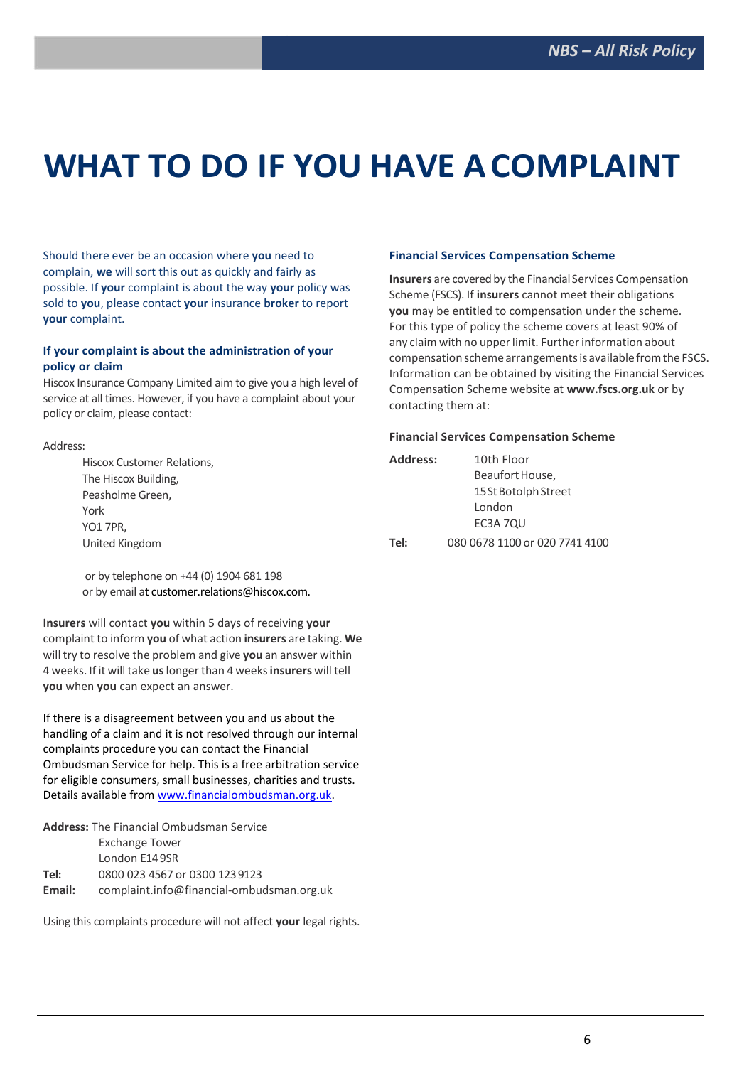# WHAT TO DO IF YOU HAVE A COMPLAINT

Should there ever be an occasion where **you** need to complain, **we** will sort this out as quickly and fairly as possible. If **your** complaint is about the way **your** policy was sold to **you**, please contact **your** insurance **broker** to report **your** complaint.

### If your complaint is about the administration of your policy or claim

Hiscox Insurance Company Limited aim to give you a high level of service at all times. However, if you have a complaint about your policy or claim, please contact:

Address:

Hiscox Customer Relations,
The Hiscox Building,
Peasholme Green,
York
YO1 7PR,
United Kingdom

or by telephone on +44 (0) 1904 681 198
or by email at customer.relations@hiscox.com.

**Insurers** will contact **you** within 5 days of receiving **your** complaint to inform **you** of what action **insurers** are taking. **We** will try to resolve the problem and give **you** an answer within 4 weeks. If it will take **us** longer than 4 weeks **insurers** will tell **you** when **you** can expect an answer.

If there is a disagreement between you and us about the handling of a claim and it is not resolved through our internal complaints procedure you can contact the Financial Ombudsman Service for help. This is a free arbitration service for eligible consumers, small businesses, charities and trusts. Details available from www.financialombudsman.org.uk.

**Address:** The Financial Ombudsman Service
Exchange Tower
London E14 9SR
**Tel:** 0800 023 4567 or 0300 123 9123
**Email:** complaint.info@financial-ombudsman.org.uk

Using this complaints procedure will not affect **your** legal rights.

### Financial Services Compensation Scheme

**Insurers** are covered by the Financial Services Compensation Scheme (FSCS). If **insurers** cannot meet their obligations **you** may be entitled to compensation under the scheme. For this type of policy the scheme covers at least 90% of any claim with no upper limit. Further information about compensation scheme arrangements is available from the FSCS. Information can be obtained by visiting the Financial Services Compensation Scheme website at **www.fscs.org.uk** or by contacting them at:

**Financial Services Compensation Scheme**

**Address:** 10th Floor
Beaufort House,
15 St Botolph Street
London
EC3A 7QU
**Tel:** 080 0678 1100 or 020 7741 4100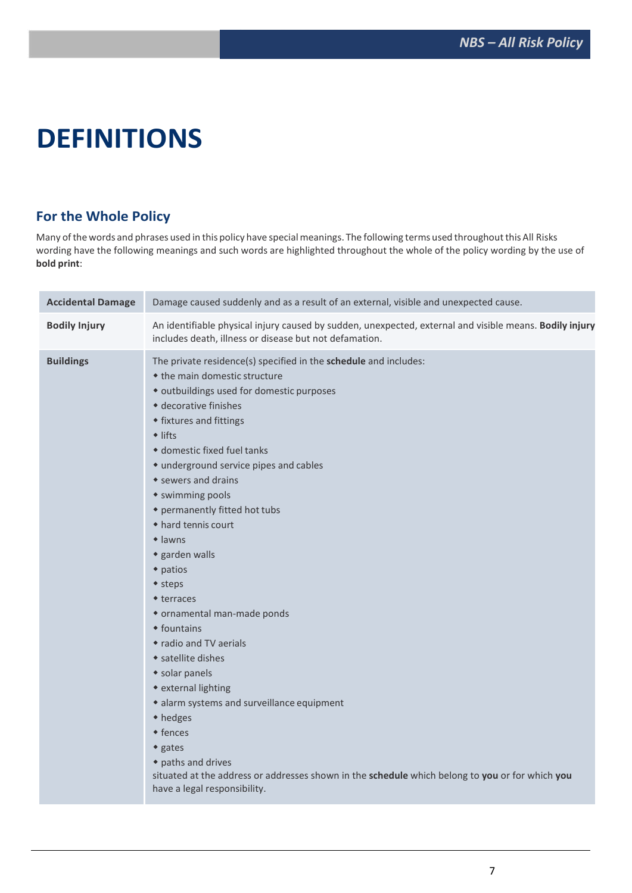# DEFINITIONS

## For the Whole Policy

Many of the words and phrases used in this policy have special meanings. The following terms used throughout this All Risks wording have the following meanings and such words are highlighted throughout the whole of the policy wording by the use of **bold print**:

| | |
|---|---|
| **Accidental Damage** | Damage caused suddenly and as a result of an external, visible and unexpected cause. |
| **Bodily Injury** | An identifiable physical injury caused by sudden, unexpected, external and visible means. **Bodily injury** includes death, illness or disease but not defamation. |
| **Buildings** | The private residence(s) specified in the **schedule** and includes:<br>• the main domestic structure<br>• outbuildings used for domestic purposes<br>• decorative finishes<br>• fixtures and fittings<br>• lifts<br>• domestic fixed fuel tanks<br>• underground service pipes and cables<br>• sewers and drains<br>• swimming pools<br>• permanently fitted hot tubs<br>• hard tennis court<br>• lawns<br>• garden walls<br>• patios<br>• steps<br>• terraces<br>• ornamental man-made ponds<br>• fountains<br>• radio and TV aerials<br>• satellite dishes<br>• solar panels<br>• external lighting<br>• alarm systems and surveillance equipment<br>• hedges<br>• fences<br>• gates<br>• paths and drives<br>situated at the address or addresses shown in the **schedule** which belong to **you** or for which **you** have a legal responsibility. |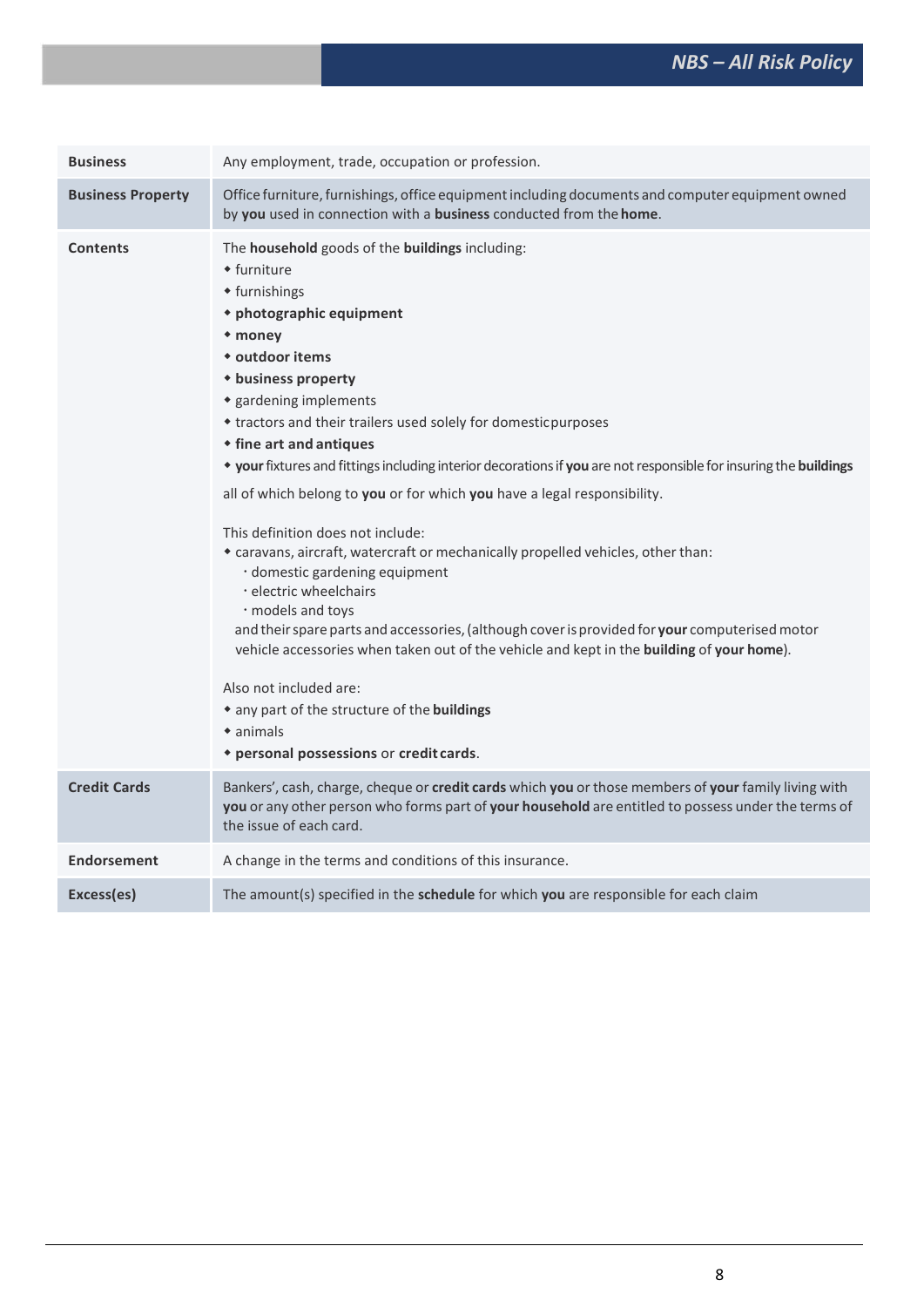| | |
|---|---|
| **Business** | Any employment, trade, occupation or profession. |
| **Business Property** | Office furniture, furnishings, office equipment including documents and computer equipment owned by **you** used in connection with a **business** conducted from the **home**. |
| **Contents** | The **household** goods of the **buildings** including:<br>◆ furniture<br>◆ furnishings<br>◆ **photographic equipment**<br>◆ **money**<br>◆ **outdoor items**<br>◆ **business property**<br>◆ gardening implements<br>◆ tractors and their trailers used solely for domestic purposes<br>◆ **fine art and antiques**<br>◆ **your** fixtures and fittings including interior decorations if **you** are not responsible for insuring the **buildings**<br><br>all of which belong to **you** or for which **you** have a legal responsibility.<br><br>This definition does not include:<br>◆ caravans, aircraft, watercraft or mechanically propelled vehicles, other than:<br>· domestic gardening equipment<br>· electric wheelchairs<br>· models and toys<br>and their spare parts and accessories, (although cover is provided for **your** computerised motor vehicle accessories when taken out of the vehicle and kept in the **building** of **your home**).<br><br>Also not included are:<br>◆ any part of the structure of the **buildings**<br>◆ animals<br>◆ **personal possessions** or **credit cards**. |
| **Credit Cards** | Bankers', cash, charge, cheque or **credit cards** which **you** or those members of **your** family living with **you** or any other person who forms part of **your household** are entitled to possess under the terms of the issue of each card. |
| **Endorsement** | A change in the terms and conditions of this insurance. |
| **Excess(es)** | The amount(s) specified in the **schedule** for which **you** are responsible for each claim |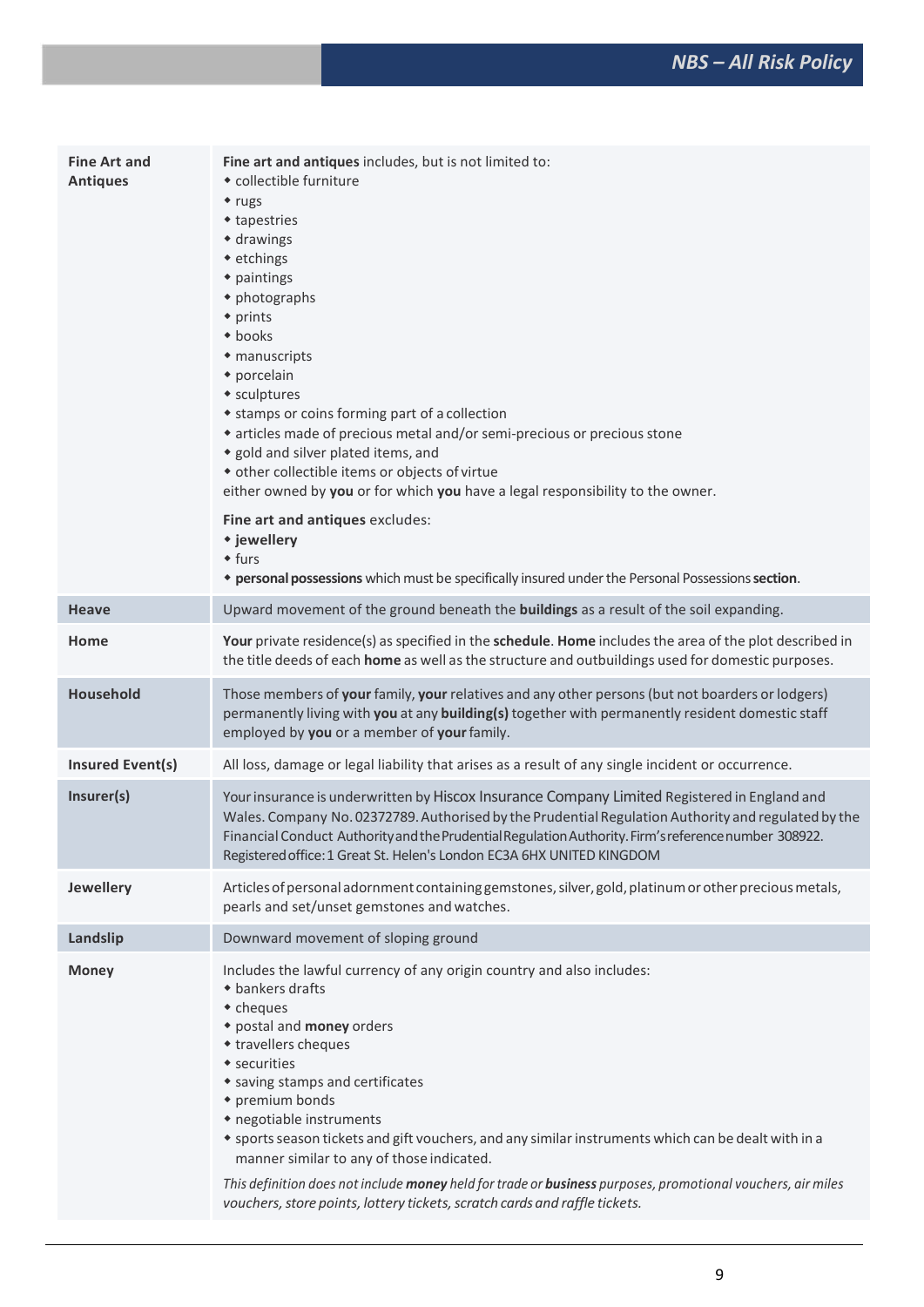| | |
|---|---|
| **Fine Art and Antiques** | **Fine art and antiques** includes, but is not limited to:<br>◆ collectible furniture<br>◆ rugs<br>◆ tapestries<br>◆ drawings<br>◆ etchings<br>◆ paintings<br>◆ photographs<br>◆ prints<br>◆ books<br>◆ manuscripts<br>◆ porcelain<br>◆ sculptures<br>◆ stamps or coins forming part of a collection<br>◆ articles made of precious metal and/or semi-precious or precious stone<br>◆ gold and silver plated items, and<br>◆ other collectible items or objects of virtue<br>either owned by **you** or for which **you** have a legal responsibility to the owner.<br><br>**Fine art and antiques** excludes:<br>◆ **jewellery**<br>◆ furs<br>◆ **personal possessions** which must be specifically insured under the Personal Possessions **section**. |
| **Heave** | Upward movement of the ground beneath the **buildings** as a result of the soil expanding. |
| **Home** | **Your** private residence(s) as specified in the **schedule**. **Home** includes the area of the plot described in the title deeds of each **home** as well as the structure and outbuildings used for domestic purposes. |
| **Household** | Those members of **your** family, **your** relatives and any other persons (but not boarders or lodgers) permanently living with **you** at any **building(s)** together with permanently resident domestic staff employed by **you** or a member of **your** family. |
| **Insured Event(s)** | All loss, damage or legal liability that arises as a result of any single incident or occurrence. |
| **Insurer(s)** | Your insurance is underwritten by Hiscox Insurance Company Limited Registered in England and Wales. Company No. 02372789. Authorised by the Prudential Regulation Authority and regulated by the Financial Conduct Authority and the Prudential Regulation Authority. Firm's reference number 308922. Registered office: 1 Great St. Helen's London EC3A 6HX UNITED KINGDOM |
| **Jewellery** | Articles of personal adornment containing gemstones, silver, gold, platinum or other precious metals, pearls and set/unset gemstones and watches. |
| **Landslip** | Downward movement of sloping ground |
| **Money** | Includes the lawful currency of any origin country and also includes:<br>◆ bankers drafts<br>◆ cheques<br>◆ postal and **money** orders<br>◆ travellers cheques<br>◆ securities<br>◆ saving stamps and certificates<br>◆ premium bonds<br>◆ negotiable instruments<br>◆ sports season tickets and gift vouchers, and any similar instruments which can be dealt with in a manner similar to any of those indicated.<br><br>*This definition does not include **money** held for trade or **business** purposes, promotional vouchers, air miles vouchers, store points, lottery tickets, scratch cards and raffle tickets.* |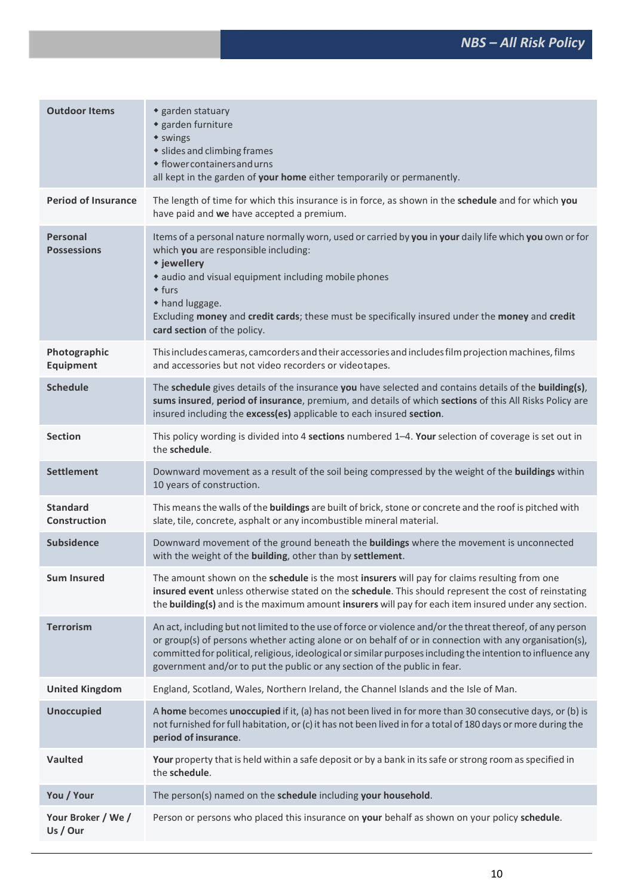| | |
|---|---|
| **Outdoor Items** | ◆ garden statuary<br>◆ garden furniture<br>◆ swings<br>◆ slides and climbing frames<br>◆ flower containers and urns<br>all kept in the garden of **your home** either temporarily or permanently. |
| **Period of Insurance** | The length of time for which this insurance is in force, as shown in the **schedule** and for which **you** have paid and **we** have accepted a premium. |
| **Personal Possessions** | Items of a personal nature normally worn, used or carried by **you** in **your** daily life which **you** own or for which **you** are responsible including:<br>◆ **jewellery**<br>◆ audio and visual equipment including mobile phones<br>◆ furs<br>◆ hand luggage.<br>Excluding **money** and **credit cards**; these must be specifically insured under the **money** and **credit card section** of the policy. |
| **Photographic Equipment** | This includes cameras, camcorders and their accessories and includes film projection machines, films and accessories but not video recorders or videotapes. |
| **Schedule** | The **schedule** gives details of the insurance **you** have selected and contains details of the **building(s)**, **sums insured**, **period of insurance**, premium, and details of which **sections** of this All Risks Policy are insured including the **excess(es)** applicable to each insured **section**. |
| **Section** | This policy wording is divided into 4 **sections** numbered 1–4. **Your** selection of coverage is set out in the **schedule**. |
| **Settlement** | Downward movement as a result of the soil being compressed by the weight of the **buildings** within 10 years of construction. |
| **Standard Construction** | This means the walls of the **buildings** are built of brick, stone or concrete and the roof is pitched with slate, tile, concrete, asphalt or any incombustible mineral material. |
| **Subsidence** | Downward movement of the ground beneath the **buildings** where the movement is unconnected with the weight of the **building**, other than by **settlement**. |
| **Sum Insured** | The amount shown on the **schedule** is the most **insurers** will pay for claims resulting from one **insured event** unless otherwise stated on the **schedule**. This should represent the cost of reinstating the **building(s)** and is the maximum amount **insurers** will pay for each item insured under any section. |
| **Terrorism** | An act, including but not limited to the use of force or violence and/or the threat thereof, of any person or group(s) of persons whether acting alone or on behalf of or in connection with any organisation(s), committed for political, religious, ideological or similar purposes including the intention to influence any government and/or to put the public or any section of the public in fear. |
| **United Kingdom** | England, Scotland, Wales, Northern Ireland, the Channel Islands and the Isle of Man. |
| **Unoccupied** | A **home** becomes **unoccupied** if it, (a) has not been lived in for more than 30 consecutive days, or (b) is not furnished for full habitation, or (c) it has not been lived in for a total of 180 days or more during the **period of insurance**. |
| **Vaulted** | **Your** property that is held within a safe deposit or by a bank in its safe or strong room as specified in the **schedule**. |
| **You / Your** | The person(s) named on the **schedule** including **your household**. |
| **Your Broker / We / Us / Our** | Person or persons who placed this insurance on **your** behalf as shown on your policy **schedule**. |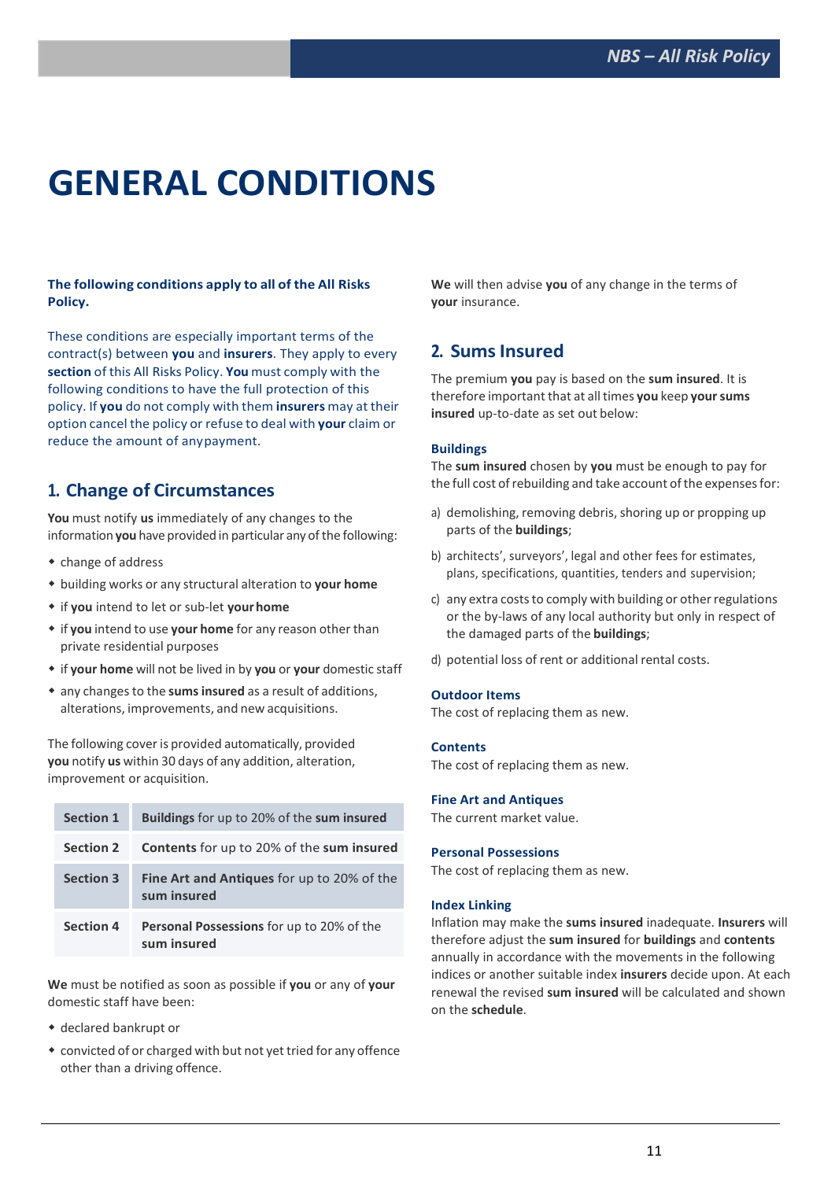# GENERAL CONDITIONS

**The following conditions apply to all of the All Risks Policy.**

These conditions are especially important terms of the contract(s) between **you** and **insurers**. They apply to every **section** of this All Risks Policy. **You** must comply with the following conditions to have the full protection of this policy. If **you** do not comply with them **insurers** may at their option cancel the policy or refuse to deal with **your** claim or reduce the amount of any payment.

## 1. Change of Circumstances

**You** must notify **us** immediately of any changes to the information **you** have provided in particular any of the following:

- change of address
- building works or any structural alteration to **your home**
- if **you** intend to let or sub-let **your home**
- if **you** intend to use **your home** for any reason other than private residential purposes
- if **your home** will not be lived in by **you** or **your** domestic staff
- any changes to the **sums insured** as a result of additions, alterations, improvements, and new acquisitions.

The following cover is provided automatically, provided **you** notify **us** within 30 days of any addition, alteration, improvement or acquisition.

| | |
|---|---|
| Section 1 | **Buildings** for up to 20% of the **sum insured** |
| Section 2 | **Contents** for up to 20% of the **sum insured** |
| Section 3 | **Fine Art and Antiques** for up to 20% of the **sum insured** |
| Section 4 | **Personal Possessions** for up to 20% of the **sum insured** |

**We** must be notified as soon as possible if **you** or any of **your** domestic staff have been:

- declared bankrupt or
- convicted of or charged with but not yet tried for any offence other than a driving offence.

**We** will then advise **you** of any change in the terms of **your** insurance.

## 2. Sums Insured

The premium **you** pay is based on the **sum insured**. It is therefore important that at all times **you** keep **your sums insured** up-to-date as set out below:

### Buildings

The **sum insured** chosen by **you** must be enough to pay for the full cost of rebuilding and take account of the expenses for:

a) demolishing, removing debris, shoring up or propping up parts of the **buildings**;

b) architects', surveyors', legal and other fees for estimates, plans, specifications, quantities, tenders and supervision;

c) any extra costs to comply with building or other regulations or the by-laws of any local authority but only in respect of the damaged parts of the **buildings**;

d) potential loss of rent or additional rental costs.

### Outdoor Items

The cost of replacing them as new.

### Contents

The cost of replacing them as new.

### Fine Art and Antiques

The current market value.

### Personal Possessions

The cost of replacing them as new.

### Index Linking

Inflation may make the **sums insured** inadequate. **Insurers** will therefore adjust the **sum insured** for **buildings** and **contents** annually in accordance with the movements in the following indices or another suitable index **insurers** decide upon. At each renewal the revised **sum insured** will be calculated and shown on the **schedule**.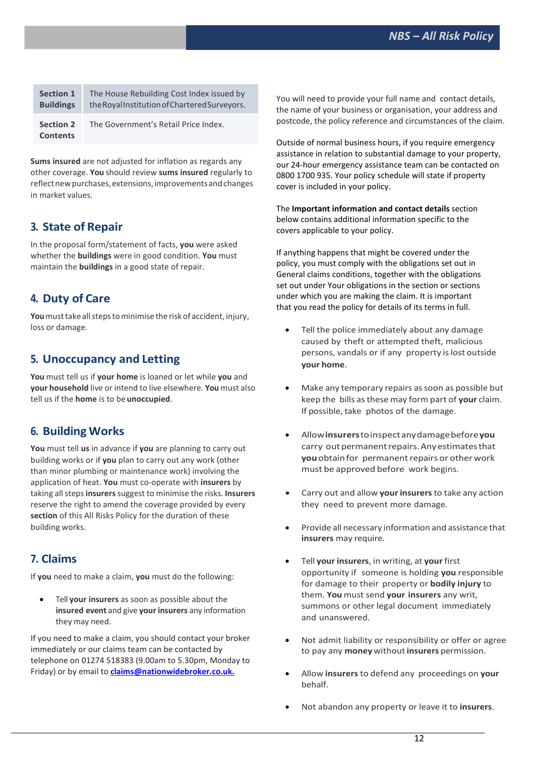| | |
|---|---|
| **Section 1 Buildings** | The House Rebuilding Cost Index issued by the Royal Institution of Chartered Surveyors. |
| **Section 2 Contents** | The Government's Retail Price Index. |

**Sums insured** are not adjusted for inflation as regards any other coverage. **You** should review **sums insured** regularly to reflect new purchases, extensions, improvements and changes in market values.

## 3. State of Repair

In the proposal form/statement of facts, **you** were asked whether the **buildings** were in good condition. **You** must maintain the **buildings** in a good state of repair.

## 4. Duty of Care

**You** must take all steps to minimise the risk of accident, injury, loss or damage.

## 5. Unoccupancy and Letting

**You** must tell us if **your home** is loaned or let while **you** and **your household** live or intend to live elsewhere. **You** must also tell us if the **home** is to be **unoccupied**.

## 6. Building Works

**You** must tell **us** in advance if **you** are planning to carry out building works or if **you** plan to carry out any work (other than minor plumbing or maintenance work) involving the application of heat. **You** must co-operate with **insurers** by taking all steps **insurers** suggest to minimise the risks. **Insurers** reserve the right to amend the coverage provided by every **section** of this All Risks Policy for the duration of these building works.

## 7. Claims

If **you** need to make a claim, **you** must do the following:

- Tell **your insurers** as soon as possible about the **insured event** and give **your insurers** any information they may need.

If you need to make a claim, you should contact your broker immediately or our claims team can be contacted by telephone on 01274 518383 (9.00am to 5.30pm, Monday to Friday) or by email to **claims@nationwidebroker.co.uk.**

You will need to provide your full name and contact details, the name of your business or organisation, your address and postcode, the policy reference and circumstances of the claim.

Outside of normal business hours, if you require emergency assistance in relation to substantial damage to your property, our 24-hour emergency assistance team can be contacted on 0800 1700 935. Your policy schedule will state if property cover is included in your policy.

The **Important information and contact details** section below contains additional information specific to the covers applicable to your policy.

If anything happens that might be covered under the policy, you must comply with the obligations set out in General claims conditions, together with the obligations set out under Your obligations in the section or sections under which you are making the claim. It is important that you read the policy for details of its terms in full.

- Tell the police immediately about any damage caused by theft or attempted theft, malicious persons, vandals or if any property is lost outside **your home**.
- Make any temporary repairs as soon as possible but keep the bills as these may form part of **your** claim. If possible, take photos of the damage.
- Allow **insurers** to inspect any damage before **you** carry out permanent repairs. Any estimates that **you** obtain for permanent repairs or other work must be approved before work begins.
- Carry out and allow **your insurers** to take any action they need to prevent more damage.
- Provide all necessary information and assistance that **insurers** may require.
- Tell **your insurers**, in writing, at **your** first opportunity if someone is holding **you** responsible for damage to their property or **bodily injury** to them. **You** must send **your insurers** any writ, summons or other legal document immediately and unanswered.
- Not admit liability or responsibility or offer or agree to pay any **money** without **insurers** permission.
- Allow **insurers** to defend any proceedings on **your** behalf.
- Not abandon any property or leave it to **insurers**.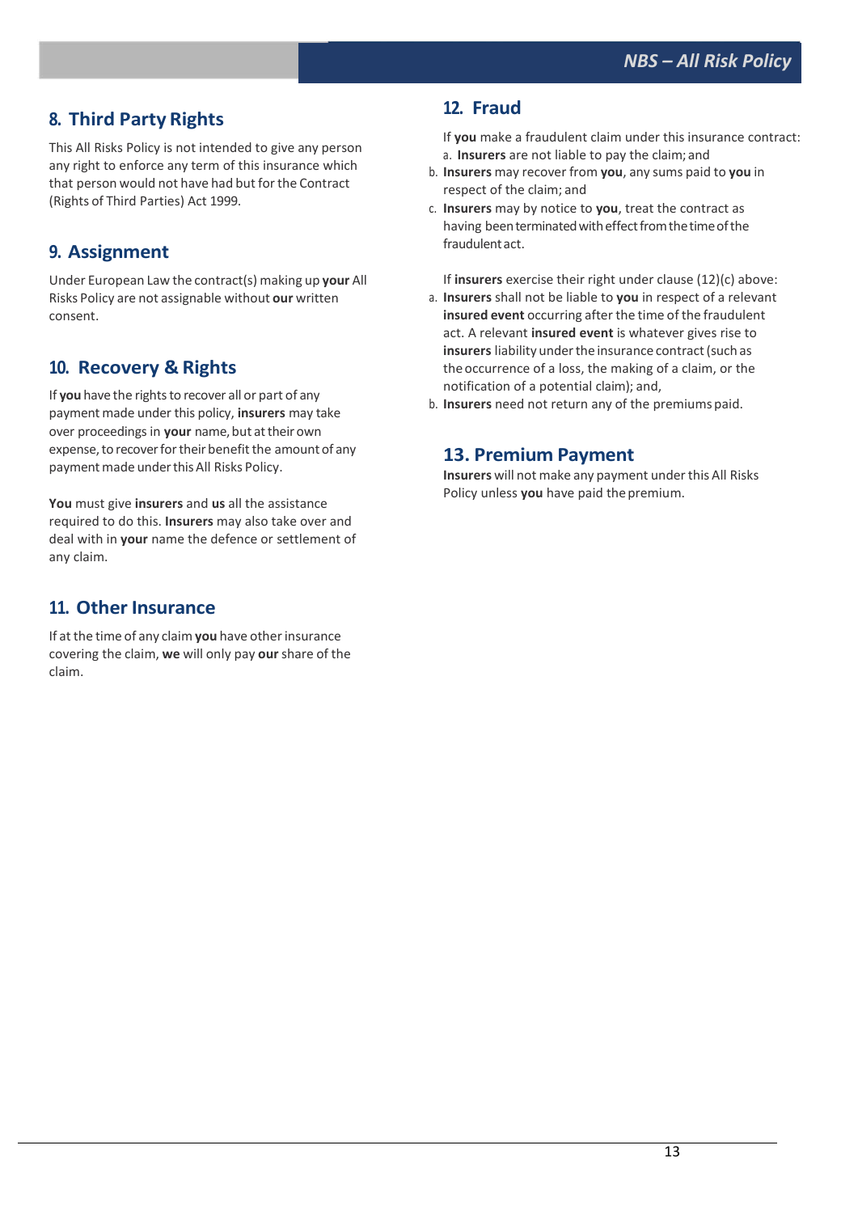## 8. Third Party Rights

This All Risks Policy is not intended to give any person any right to enforce any term of this insurance which that person would not have had but for the Contract (Rights of Third Parties) Act 1999.

## 9. Assignment

Under European Law the contract(s) making up **your** All Risks Policy are not assignable without **our** written consent.

## 10. Recovery & Rights

If **you** have the rights to recover all or part of any payment made under this policy, **insurers** may take over proceedings in **your** name, but at their own expense, to recover for their benefit the amount of any payment made under this All Risks Policy.

**You** must give **insurers** and **us** all the assistance required to do this. **Insurers** may also take over and deal with in **your** name the defence or settlement of any claim.

## 11. Other Insurance

If at the time of any claim **you** have other insurance covering the claim, **we** will only pay **our** share of the claim.

## 12. Fraud

If **you** make a fraudulent claim under this insurance contract:

a. **Insurers** are not liable to pay the claim; and
b. **Insurers** may recover from **you**, any sums paid to **you** in respect of the claim; and
c. **Insurers** may by notice to **you**, treat the contract as having been terminated with effect from the time of the fraudulent act.

If **insurers** exercise their right under clause (12)(c) above:

a. **Insurers** shall not be liable to **you** in respect of a relevant **insured event** occurring after the time of the fraudulent act. A relevant **insured event** is whatever gives rise to **insurers** liability under the insurance contract (such as the occurrence of a loss, the making of a claim, or the notification of a potential claim); and,
b. **Insurers** need not return any of the premiums paid.

## 13. Premium Payment

**Insurers** will not make any payment under this All Risks Policy unless **you** have paid the premium.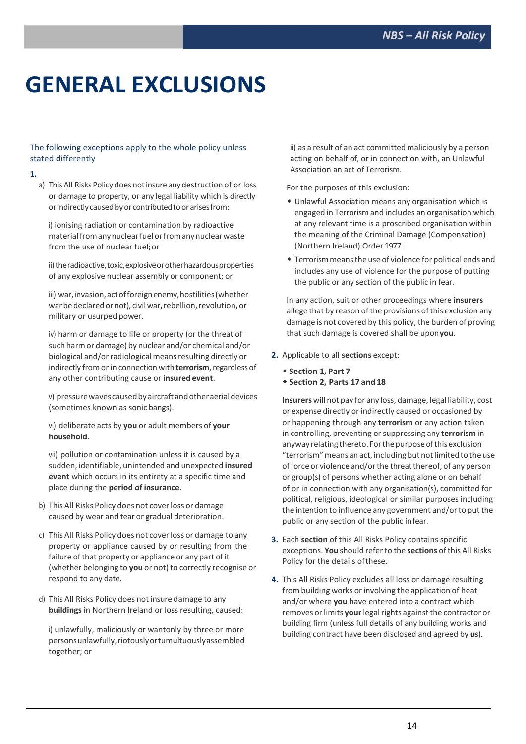# GENERAL EXCLUSIONS

The following exceptions apply to the whole policy unless stated differently

**1.**

a) This All Risks Policy does not insure any destruction of or loss or damage to property, or any legal liability which is directly or indirectly caused by or contributed to or arises from:

i) ionising radiation or contamination by radioactive material from any nuclear fuel or from any nuclear waste from the use of nuclear fuel; or

ii) the radioactive, toxic, explosive or other hazardous properties of any explosive nuclear assembly or component; or

iii) war, invasion, act of foreign enemy, hostilities (whether war be declared or not), civil war, rebellion, revolution, or military or usurped power.

iv) harm or damage to life or property (or the threat of such harm or damage) by nuclear and/or chemical and/or biological and/or radiological means resulting directly or indirectly from or in connection with **terrorism**, regardless of any other contributing cause or **insured event**.

v) pressure waves caused by aircraft and other aerial devices (sometimes known as sonic bangs).

vi) deliberate acts by **you** or adult members of **your household**.

vii) pollution or contamination unless it is caused by a sudden, identifiable, unintended and unexpected **insured event** which occurs in its entirety at a specific time and place during the **period of insurance**.

b) This All Risks Policy does not cover loss or damage caused by wear and tear or gradual deterioration.

c) This All Risks Policy does not cover loss or damage to any property or appliance caused by or resulting from the failure of that property or appliance or any part of it (whether belonging to **you** or not) to correctly recognise or respond to any date.

d) This All Risks Policy does not insure damage to any **buildings** in Northern Ireland or loss resulting, caused:

i) unlawfully, maliciously or wantonly by three or more persons unlawfully, riotously or tumultuously assembled together; or

ii) as a result of an act committed maliciously by a person acting on behalf of, or in connection with, an Unlawful Association an act of Terrorism.

For the purposes of this exclusion:

- Unlawful Association means any organisation which is engaged in Terrorism and includes an organisation which at any relevant time is a proscribed organisation within the meaning of the Criminal Damage (Compensation) (Northern Ireland) Order 1977.
- Terrorism means the use of violence for political ends and includes any use of violence for the purpose of putting the public or any section of the public in fear.

In any action, suit or other proceedings where **insurers** allege that by reason of the provisions of this exclusion any damage is not covered by this policy, the burden of proving that such damage is covered shall be upon **you**.

**2.** Applicable to all **sections** except:

- **Section 1, Part 7**
- **Section 2, Parts 17 and 18**

**Insurers** will not pay for any loss, damage, legal liability, cost or expense directly or indirectly caused or occasioned by or happening through any **terrorism** or any action taken in controlling, preventing or suppressing any **terrorism** in anyway relating thereto. For the purpose of this exclusion "terrorism" means an act, including but not limited to the use of force or violence and/or the threat thereof, of any person or group(s) of persons whether acting alone or on behalf of or in connection with any organisation(s), committed for political, religious, ideological or similar purposes including the intention to influence any government and/or to put the public or any section of the public in fear.

**3.** Each **section** of this All Risks Policy contains specific exceptions. **You** should refer to the **sections** of this All Risks Policy for the details of these.

**4.** This All Risks Policy excludes all loss or damage resulting from building works or involving the application of heat and/or where **you** have entered into a contract which removes or limits **your** legal rights against the contractor or building firm (unless full details of any building works and building contract have been disclosed and agreed by **us**).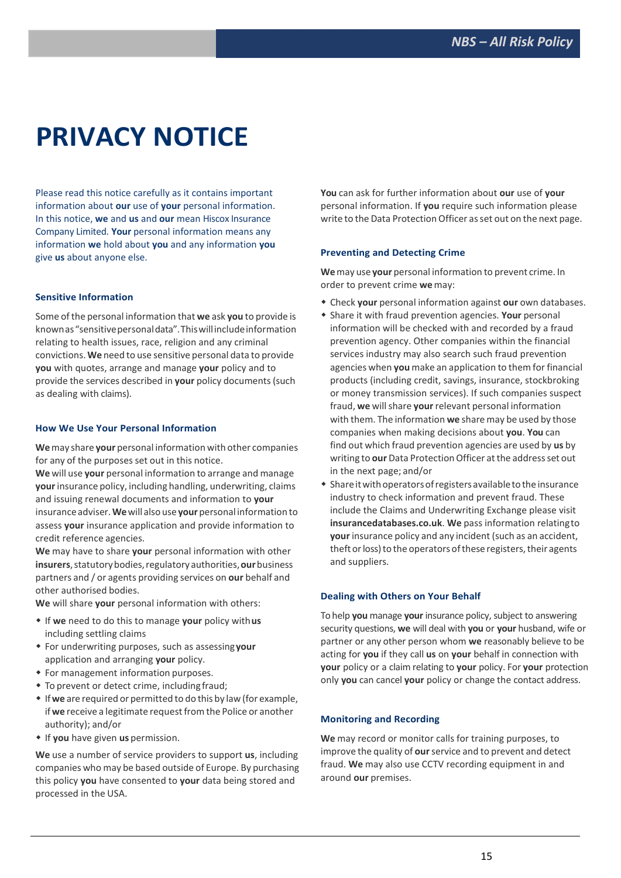# PRIVACY NOTICE

Please read this notice carefully as it contains important information about **our** use of **your** personal information. In this notice, **we** and **us** and **our** mean Hiscox Insurance Company Limited. **Your** personal information means any information **we** hold about **you** and any information **you** give **us** about anyone else.

### Sensitive Information

Some of the personal information that **we** ask **you** to provide is known as "sensitive personal data". This will include information relating to health issues, race, religion and any criminal convictions. **We** need to use sensitive personal data to provide **you** with quotes, arrange and manage **your** policy and to provide the services described in **your** policy documents (such as dealing with claims).

### How We Use Your Personal Information

**We** may share **your** personal information with other companies for any of the purposes set out in this notice.

**We** will use **your** personal information to arrange and manage **your** insurance policy, including handling, underwriting, claims and issuing renewal documents and information to **your** insurance adviser. **We** will also use **your** personal information to assess **your** insurance application and provide information to credit reference agencies.

**We** may have to share **your** personal information with other **insurers**, statutory bodies, regulatory authorities, **our** business partners and / or agents providing services on **our** behalf and other authorised bodies.

**We** will share **your** personal information with others:

- If **we** need to do this to manage **your** policy with **us** including settling claims
- For underwriting purposes, such as assessing **your** application and arranging **your** policy.
- For management information purposes.
- To prevent or detect crime, including fraud;
- If **we** are required or permitted to do this by law (for example, if **we** receive a legitimate request from the Police or another authority); and/or
- If **you** have given **us** permission.

**We** use a number of service providers to support **us**, including companies who may be based outside of Europe. By purchasing this policy **you** have consented to **your** data being stored and processed in the USA.

**You** can ask for further information about **our** use of **your** personal information. If **you** require such information please write to the Data Protection Officer as set out on the next page.

### Preventing and Detecting Crime

**We** may use **your** personal information to prevent crime. In order to prevent crime **we** may:

- Check **your** personal information against **our** own databases.
- Share it with fraud prevention agencies. **Your** personal information will be checked with and recorded by a fraud prevention agency. Other companies within the financial services industry may also search such fraud prevention agencies when **you** make an application to them for financial products (including credit, savings, insurance, stockbroking or money transmission services). If such companies suspect fraud, **we** will share **your** relevant personal information with them. The information **we** share may be used by those companies when making decisions about **you**. **You** can find out which fraud prevention agencies are used by **us** by writing to **our** Data Protection Officer at the address set out in the next page; and/or
- Share it with operators of registers available to the insurance industry to check information and prevent fraud. These include the Claims and Underwriting Exchange please visit **insurancedatabases.co.uk**. **We** pass information relating to **your** insurance policy and any incident (such as an accident, theft or loss) to the operators of these registers, their agents and suppliers.

### Dealing with Others on Your Behalf

To help **you** manage **your** insurance policy, subject to answering security questions, **we** will deal with **you** or **your** husband, wife or partner or any other person whom **we** reasonably believe to be acting for **you** if they call **us** on **your** behalf in connection with **your** policy or a claim relating to **your** policy. For **your** protection only **you** can cancel **your** policy or change the contact address.

### Monitoring and Recording

**We** may record or monitor calls for training purposes, to improve the quality of **our** service and to prevent and detect fraud. **We** may also use CCTV recording equipment in and around **our** premises.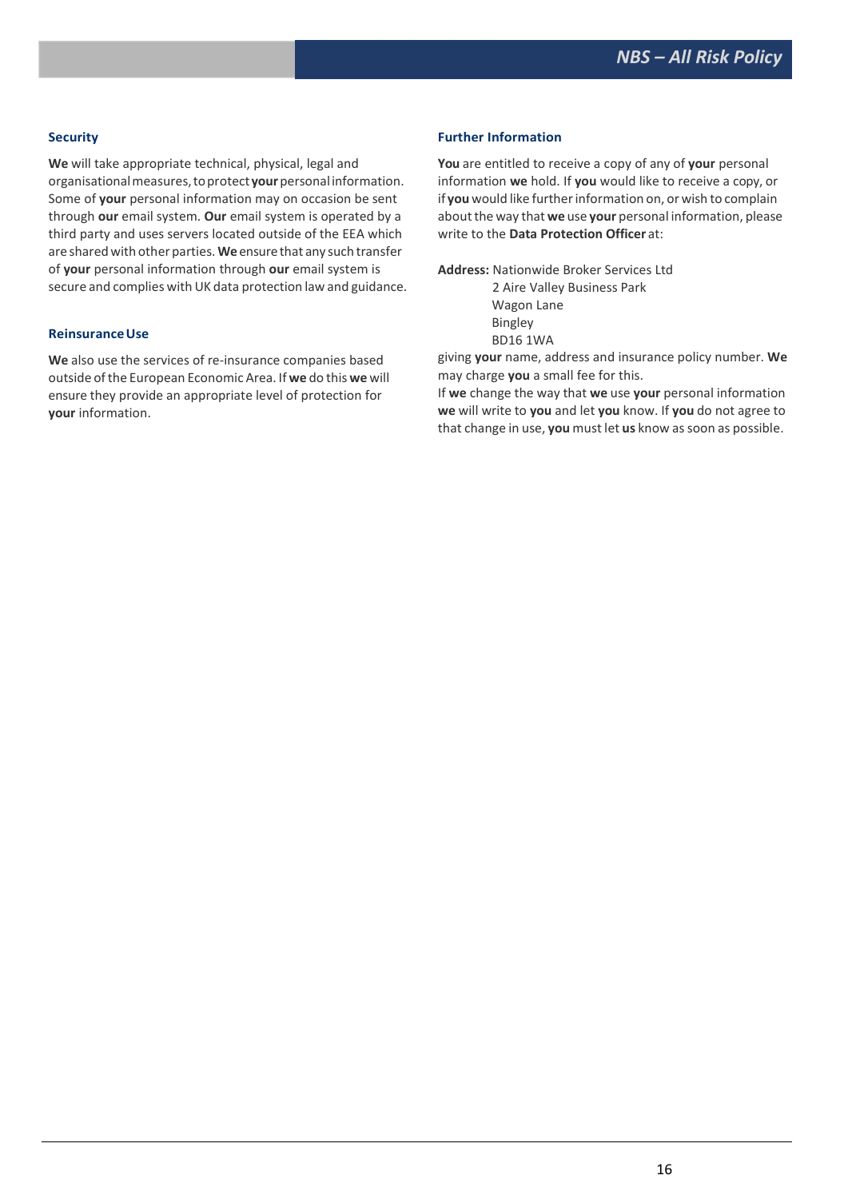### Security

**We** will take appropriate technical, physical, legal and organisational measures, to protect **your** personal information. Some of **your** personal information may on occasion be sent through **our** email system. **Our** email system is operated by a third party and uses servers located outside of the EEA which are shared with other parties. **We** ensure that any such transfer of **your** personal information through **our** email system is secure and complies with UK data protection law and guidance.

### Reinsurance Use

**We** also use the services of re-insurance companies based outside of the European Economic Area. If **we** do this **we** will ensure they provide an appropriate level of protection for **your** information.

### Further Information

**You** are entitled to receive a copy of any of **your** personal information **we** hold. If **you** would like to receive a copy, or if **you** would like further information on, or wish to complain about the way that **we** use **your** personal information, please write to the **Data Protection Officer** at:

**Address:** Nationwide Broker Services Ltd
2 Aire Valley Business Park
Wagon Lane
Bingley
BD16 1WA

giving **your** name, address and insurance policy number. **We** may charge **you** a small fee for this.

If **we** change the way that **we** use **your** personal information **we** will write to **you** and let **you** know. If **you** do not agree to that change in use, **you** must let **us** know as soon as possible.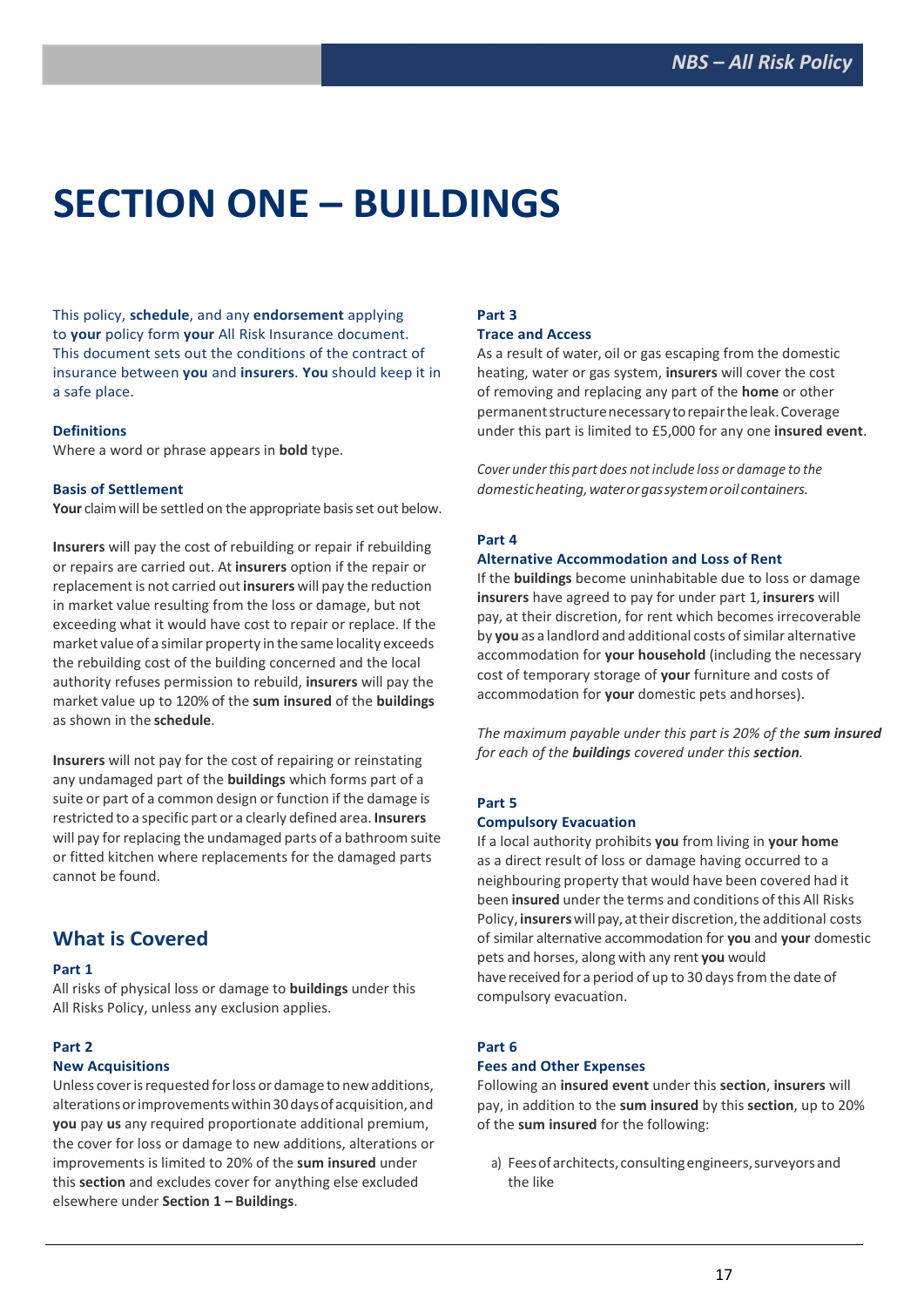# SECTION ONE – BUILDINGS

This policy, **schedule**, and any **endorsement** applying to **your** policy form **your** All Risk Insurance document. This document sets out the conditions of the contract of insurance between **you** and **insurers**. **You** should keep it in a safe place.

### Definitions

Where a word or phrase appears in **bold** type.

### Basis of Settlement

**Your** claim will be settled on the appropriate basis set out below.

**Insurers** will pay the cost of rebuilding or repair if rebuilding or repairs are carried out. At **insurers** option if the repair or replacement is not carried out **insurers** will pay the reduction in market value resulting from the loss or damage, but not exceeding what it would have cost to repair or replace. If the market value of a similar property in the same locality exceeds the rebuilding cost of the building concerned and the local authority refuses permission to rebuild, **insurers** will pay the market value up to 120% of the **sum insured** of the **buildings** as shown in the **schedule**.

**Insurers** will not pay for the cost of repairing or reinstating any undamaged part of the **buildings** which forms part of a suite or part of a common design or function if the damage is restricted to a specific part or a clearly defined area. **Insurers** will pay for replacing the undamaged parts of a bathroom suite or fitted kitchen where replacements for the damaged parts cannot be found.

## What is Covered

### Part 1

All risks of physical loss or damage to **buildings** under this All Risks Policy, unless any exclusion applies.

### Part 2
### New Acquisitions

Unless cover is requested for loss or damage to new additions, alterations or improvements within 30 days of acquisition, and **you** pay **us** any required proportionate additional premium, the cover for loss or damage to new additions, alterations or improvements is limited to 20% of the **sum insured** under this **section** and excludes cover for anything else excluded elsewhere under **Section 1 – Buildings**.

### Part 3
### Trace and Access

As a result of water, oil or gas escaping from the domestic heating, water or gas system, **insurers** will cover the cost of removing and replacing any part of the **home** or other permanent structure necessary to repair the leak. Coverage under this part is limited to £5,000 for any one **insured event**.

*Cover under this part does not include loss or damage to the domestic heating, water or gas system or oil containers.*

### Part 4
### Alternative Accommodation and Loss of Rent

If the **buildings** become uninhabitable due to loss or damage **insurers** have agreed to pay for under part 1, **insurers** will pay, at their discretion, for rent which becomes irrecoverable by **you** as a landlord and additional costs of similar alternative accommodation for **your household** (including the necessary cost of temporary storage of **your** furniture and costs of accommodation for **your** domestic pets and horses).

*The maximum payable under this part is 20% of the **sum insured** for each of the **buildings** covered under this **section**.*

### Part 5
### Compulsory Evacuation

If a local authority prohibits **you** from living in **your home** as a direct result of loss or damage having occurred to a neighbouring property that would have been covered had it been **insured** under the terms and conditions of this All Risks Policy, **insurers** will pay, at their discretion, the additional costs of similar alternative accommodation for **you** and **your** domestic pets and horses, along with any rent **you** would have received for a period of up to 30 days from the date of compulsory evacuation.

### Part 6
### Fees and Other Expenses

Following an **insured event** under this **section**, **insurers** will pay, in addition to the **sum insured** by this **section**, up to 20% of the **sum insured** for the following:

a) Fees of architects, consulting engineers, surveyors and the like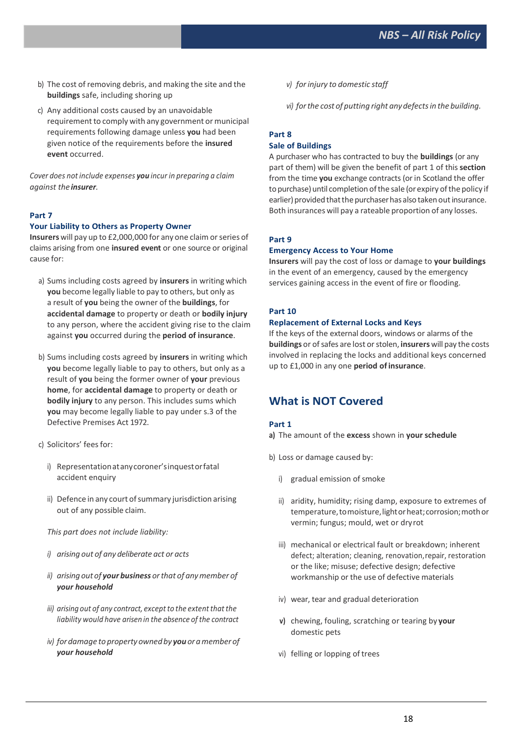b) The cost of removing debris, and making the site and the **buildings** safe, including shoring up

c) Any additional costs caused by an unavoidable requirement to comply with any government or municipal requirements following damage unless **you** had been given notice of the requirements before the **insured event** occurred.

*Cover does not include expenses **you** incur in preparing a claim against the **insurer**.*

### Part 7
### Your Liability to Others as Property Owner

**Insurers** will pay up to £2,000,000 for any one claim or series of claims arising from one **insured event** or one source or original cause for:

a) Sums including costs agreed by **insurers** in writing which **you** become legally liable to pay to others, but only as a result of **you** being the owner of the **buildings**, for **accidental damage** to property or death or **bodily injury** to any person, where the accident giving rise to the claim against **you** occurred during the **period of insurance**.

b) Sums including costs agreed by **insurers** in writing which **you** become legally liable to pay to others, but only as a result of **you** being the former owner of **your** previous **home**, for **accidental damage** to property or death or **bodily injury** to any person. This includes sums which **you** may become legally liable to pay under s.3 of the Defective Premises Act 1972.

c) Solicitors' fees for:

   i) Representation at any coroner's inquest or fatal accident enquiry

   ii) Defence in any court of summary jurisdiction arising out of any possible claim.

   *This part does not include liability:*

   *i) arising out of any deliberate act or acts*

   *ii) arising out of **your business** or that of any member of **your household***

   *iii) arising out of any contract, except to the extent that the liability would have arisen in the absence of the contract*

   *iv) for damage to property owned by **you** or a member of **your household***

   *v) for injury to domestic staff*

   *vi) for the cost of putting right any defects in the building.*

### Part 8
### Sale of Buildings

A purchaser who has contracted to buy the **buildings** (or any part of them) will be given the benefit of part 1 of this **section** from the time **you** exchange contracts (or in Scotland the offer to purchase) until completion of the sale (or expiry of the policy if earlier) provided that the purchaser has also taken out insurance. Both insurances will pay a rateable proportion of any losses.

### Part 9
### Emergency Access to Your Home

**Insurers** will pay the cost of loss or damage to **your buildings** in the event of an emergency, caused by the emergency services gaining access in the event of fire or flooding.

### Part 10
### Replacement of External Locks and Keys

If the keys of the external doors, windows or alarms of the **buildings** or of safes are lost or stolen, **insurers** will pay the costs involved in replacing the locks and additional keys concerned up to £1,000 in any one **period of insurance**.

## What is NOT Covered

### Part 1

**a)** The amount of the **excess** shown in **your schedule**

b) Loss or damage caused by:

   i) gradual emission of smoke

   ii) aridity, humidity; rising damp, exposure to extremes of temperature, to moisture, light or heat; corrosion; moth or vermin; fungus; mould, wet or dry rot

   iii) mechanical or electrical fault or breakdown; inherent defect; alteration; cleaning, renovation, repair, restoration or the like; misuse; defective design; defective workmanship or the use of defective materials

   iv) wear, tear and gradual deterioration

   **v)** chewing, fouling, scratching or tearing by **your** domestic pets

   vi) felling or lopping of trees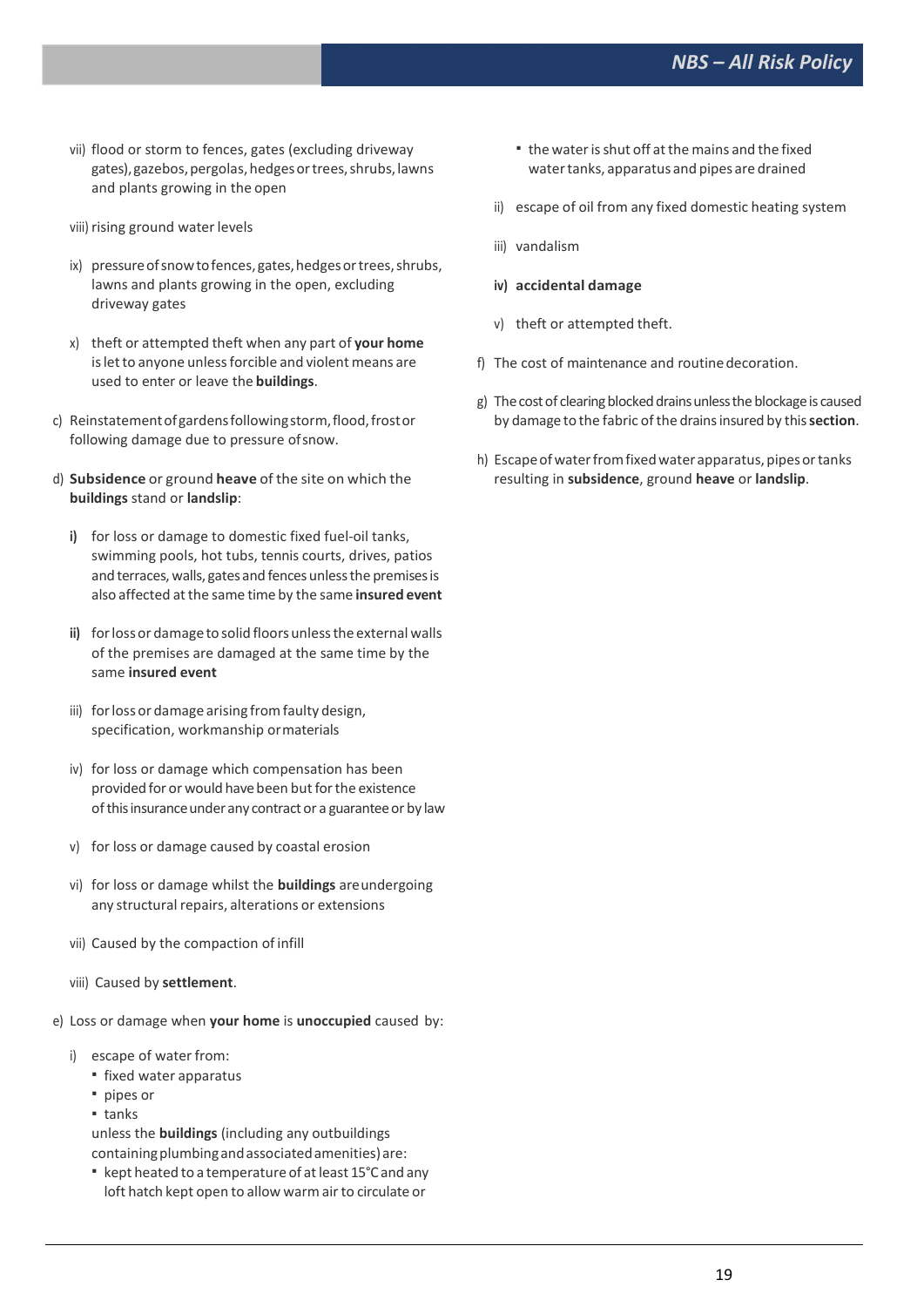vii) flood or storm to fences, gates (excluding driveway gates), gazebos, pergolas, hedges or trees, shrubs, lawns and plants growing in the open

viii) rising ground water levels

ix) pressure of snow to fences, gates, hedges or trees, shrubs, lawns and plants growing in the open, excluding driveway gates

x) theft or attempted theft when any part of **your home** is let to anyone unless forcible and violent means are used to enter or leave the **buildings**.

c) Reinstatement of gardens following storm, flood, frost or following damage due to pressure of snow.

d) **Subsidence** or ground **heave** of the site on which the **buildings** stand or **landslip**:

**i)** for loss or damage to domestic fixed fuel-oil tanks, swimming pools, hot tubs, tennis courts, drives, patios and terraces, walls, gates and fences unless the premises is also affected at the same time by the same **insured event**

**ii)** for loss or damage to solid floors unless the external walls of the premises are damaged at the same time by the same **insured event**

iii) for loss or damage arising from faulty design, specification, workmanship or materials

iv) for loss or damage which compensation has been provided for or would have been but for the existence of this insurance under any contract or a guarantee or by law

v) for loss or damage caused by coastal erosion

vi) for loss or damage whilst the **buildings** are undergoing any structural repairs, alterations or extensions

vii) Caused by the compaction of infill

viii) Caused by **settlement**.

e) Loss or damage when **your home** is **unoccupied** caused by:

i) escape of water from:
- fixed water apparatus
- pipes or
- tanks

unless the **buildings** (including any outbuildings containing plumbing and associated amenities) are:
- kept heated to a temperature of at least 15°C and any loft hatch kept open to allow warm air to circulate or
- the water is shut off at the mains and the fixed water tanks, apparatus and pipes are drained

ii) escape of oil from any fixed domestic heating system

iii) vandalism

**iv) accidental damage**

v) theft or attempted theft.

f) The cost of maintenance and routine decoration.

g) The cost of clearing blocked drains unless the blockage is caused by damage to the fabric of the drains insured by this **section**.

h) Escape of water from fixed water apparatus, pipes or tanks resulting in **subsidence**, ground **heave** or **landslip**.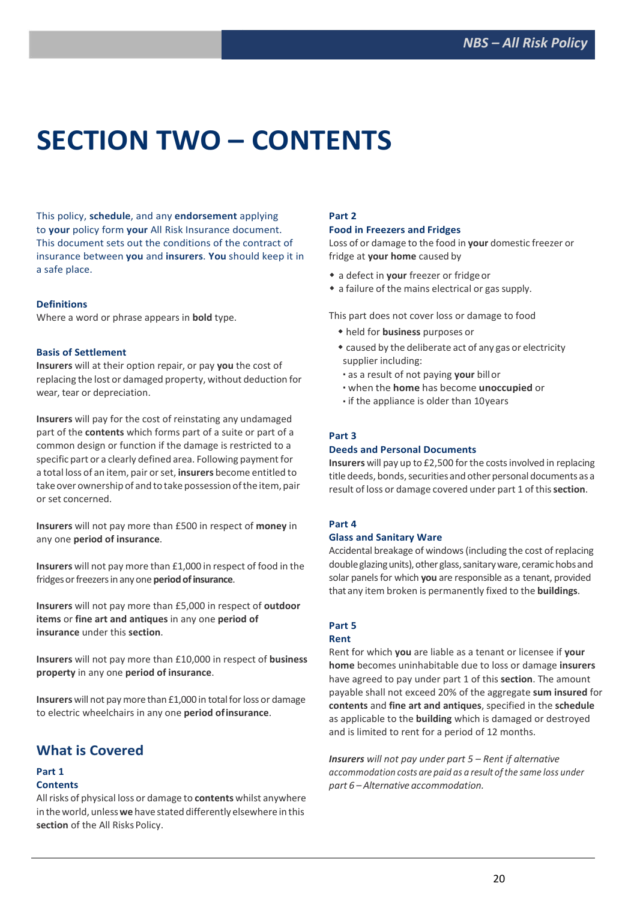# SECTION TWO – CONTENTS

This policy, **schedule**, and any **endorsement** applying to **your** policy form **your** All Risk Insurance document. This document sets out the conditions of the contract of insurance between **you** and **insurers**. **You** should keep it in a safe place.

### Definitions

Where a word or phrase appears in **bold** type.

### Basis of Settlement

**Insurers** will at their option repair, or pay **you** the cost of replacing the lost or damaged property, without deduction for wear, tear or depreciation.

**Insurers** will pay for the cost of reinstating any undamaged part of the **contents** which forms part of a suite or part of a common design or function if the damage is restricted to a specific part or a clearly defined area. Following payment for a total loss of an item, pair or set, **insurers** become entitled to take over ownership of and to take possession of the item, pair or set concerned.

**Insurers** will not pay more than £500 in respect of **money** in any one **period of insurance**.

**Insurers** will not pay more than £1,000 in respect of food in the fridges or freezers in any one **period of insurance**.

**Insurers** will not pay more than £5,000 in respect of **outdoor items** or **fine art and antiques** in any one **period of insurance** under this **section**.

**Insurers** will not pay more than £10,000 in respect of **business property** in any one **period of insurance**.

**Insurers** will not pay more than £1,000 in total for loss or damage to electric wheelchairs in any one **period of insurance**.

## What is Covered

### Part 1
### Contents

All risks of physical loss or damage to **contents** whilst anywhere in the world, unless **we** have stated differently elsewhere in this **section** of the All Risks Policy.

### Part 2
### Food in Freezers and Fridges

Loss of or damage to the food in **your** domestic freezer or fridge at **your home** caused by

- a defect in **your** freezer or fridge or
- a failure of the mains electrical or gas supply.

This part does not cover loss or damage to food

- held for **business** purposes or
- caused by the deliberate act of any gas or electricity supplier including:
  - as a result of not paying **your** bill or
  - when the **home** has become **unoccupied** or
  - if the appliance is older than 10years

### Part 3
### Deeds and Personal Documents

**Insurers** will pay up to £2,500 for the costs involved in replacing title deeds, bonds, securities and other personal documents as a result of loss or damage covered under part 1 of this **section**.

### Part 4
### Glass and Sanitary Ware

Accidental breakage of windows (including the cost of replacing double glazing units), other glass, sanitary ware, ceramic hobs and solar panels for which **you** are responsible as a tenant, provided that any item broken is permanently fixed to the **buildings**.

### Part 5
### Rent

Rent for which **you** are liable as a tenant or licensee if **your home** becomes uninhabitable due to loss or damage **insurers** have agreed to pay under part 1 of this **section**. The amount payable shall not exceed 20% of the aggregate **sum insured** for **contents** and **fine art and antiques**, specified in the **schedule** as applicable to the **building** which is damaged or destroyed and is limited to rent for a period of 12 months.

***Insurers*** *will not pay under part 5 – Rent if alternative accommodation costs are paid as a result of the same loss under part 6 – Alternative accommodation.*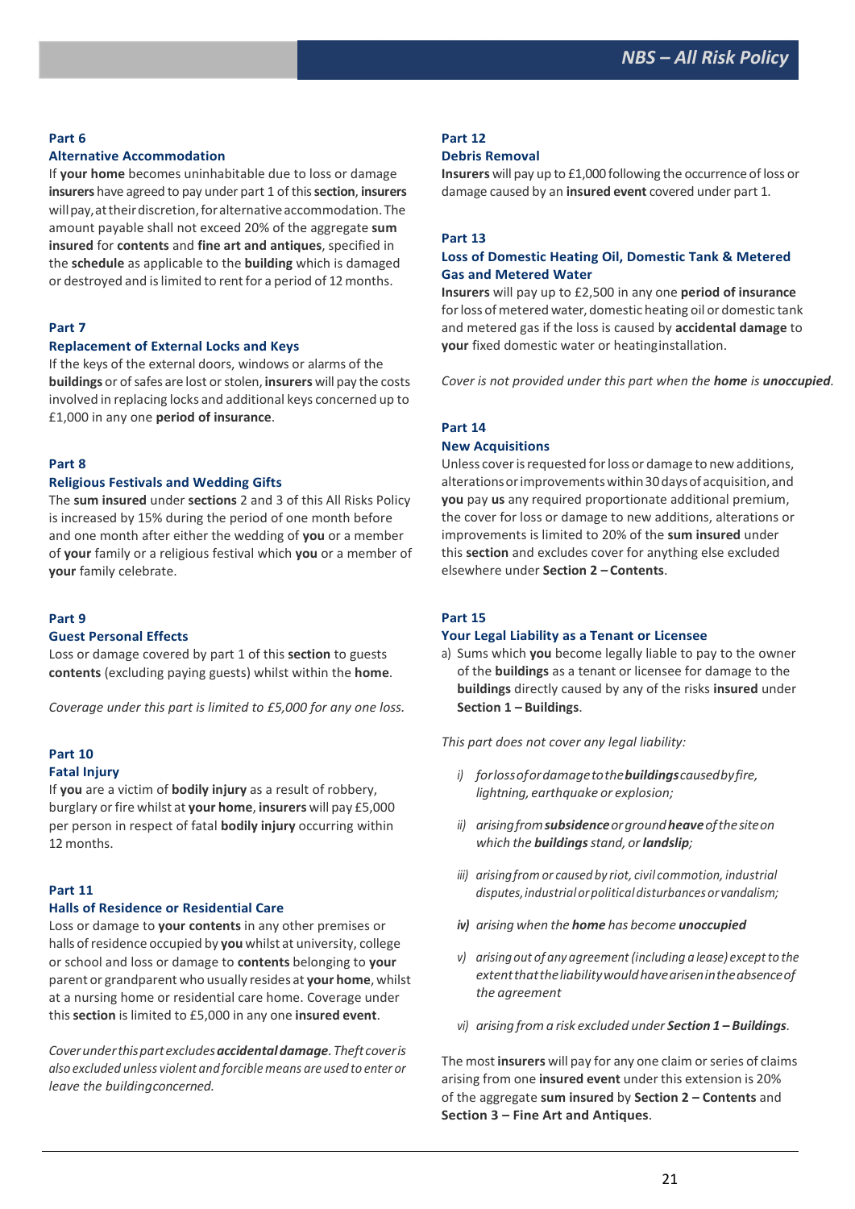## Part 6

### Alternative Accommodation

If **your home** becomes uninhabitable due to loss or damage **insurers** have agreed to pay under part 1 of this **section**, **insurers** will pay, at their discretion, for alternative accommodation. The amount payable shall not exceed 20% of the aggregate **sum insured** for **contents** and **fine art and antiques**, specified in the **schedule** as applicable to the **building** which is damaged or destroyed and is limited to rent for a period of 12 months.

## Part 7

### Replacement of External Locks and Keys

If the keys of the external doors, windows or alarms of the **buildings** or of safes are lost or stolen, **insurers** will pay the costs involved in replacing locks and additional keys concerned up to £1,000 in any one **period of insurance**.

## Part 8

### Religious Festivals and Wedding Gifts

The **sum insured** under **sections** 2 and 3 of this All Risks Policy is increased by 15% during the period of one month before and one month after either the wedding of **you** or a member of **your** family or a religious festival which **you** or a member of **your** family celebrate.

## Part 9

### Guest Personal Effects

Loss or damage covered by part 1 of this **section** to guests **contents** (excluding paying guests) whilst within the **home**.

*Coverage under this part is limited to £5,000 for any one loss.*

## Part 10

### Fatal Injury

If **you** are a victim of **bodily injury** as a result of robbery, burglary or fire whilst at **your home**, **insurers** will pay £5,000 per person in respect of fatal **bodily injury** occurring within 12 months.

## Part 11

### Halls of Residence or Residential Care

Loss or damage to **your contents** in any other premises or halls of residence occupied by **you** whilst at university, college or school and loss or damage to **contents** belonging to **your** parent or grandparent who usually resides at **your home**, whilst at a nursing home or residential care home. Coverage under this **section** is limited to £5,000 in any one **insured event**.

*Cover under this part excludes **accidental damage**. Theft cover is also excluded unless violent and forcible means are used to enter or leave the building concerned.*

## Part 12

### Debris Removal

**Insurers** will pay up to £1,000 following the occurrence of loss or damage caused by an **insured event** covered under part 1.

## Part 13

### Loss of Domestic Heating Oil, Domestic Tank & Metered Gas and Metered Water

**Insurers** will pay up to £2,500 in any one **period of insurance** for loss of metered water, domestic heating oil or domestic tank and metered gas if the loss is caused by **accidental damage** to **your** fixed domestic water or heating installation.

*Cover is not provided under this part when the **home** is **unoccupied**.*

## Part 14

### New Acquisitions

Unless cover is requested for loss or damage to new additions, alterations or improvements within 30 days of acquisition, and **you** pay **us** any required proportionate additional premium, the cover for loss or damage to new additions, alterations or improvements is limited to 20% of the **sum insured** under this **section** and excludes cover for anything else excluded elsewhere under **Section 2 – Contents**.

## Part 15

### Your Legal Liability as a Tenant or Licensee

a) Sums which **you** become legally liable to pay to the owner of the **buildings** as a tenant or licensee for damage to the **buildings** directly caused by any of the risks **insured** under **Section 1 – Buildings**.

*This part does not cover any legal liability:*

*i) for loss of or damage to the **buildings** caused by fire, lightning, earthquake or explosion;*

*ii) arising from **subsidence** or ground **heave** of the site on which the **buildings** stand, or **landslip**;*

*iii) arising from or caused by riot, civil commotion, industrial disputes, industrial or political disturbances or vandalism;*

***iv)** arising when the **home** has become **unoccupied***

*v) arising out of any agreement (including a lease) except to the extent that the liability would have arisen in the absence of the agreement*

*vi) arising from a risk excluded under **Section 1 – Buildings**.*

The most **insurers** will pay for any one claim or series of claims arising from one **insured event** under this extension is 20% of the aggregate **sum insured** by **Section 2 – Contents** and **Section 3 – Fine Art and Antiques**.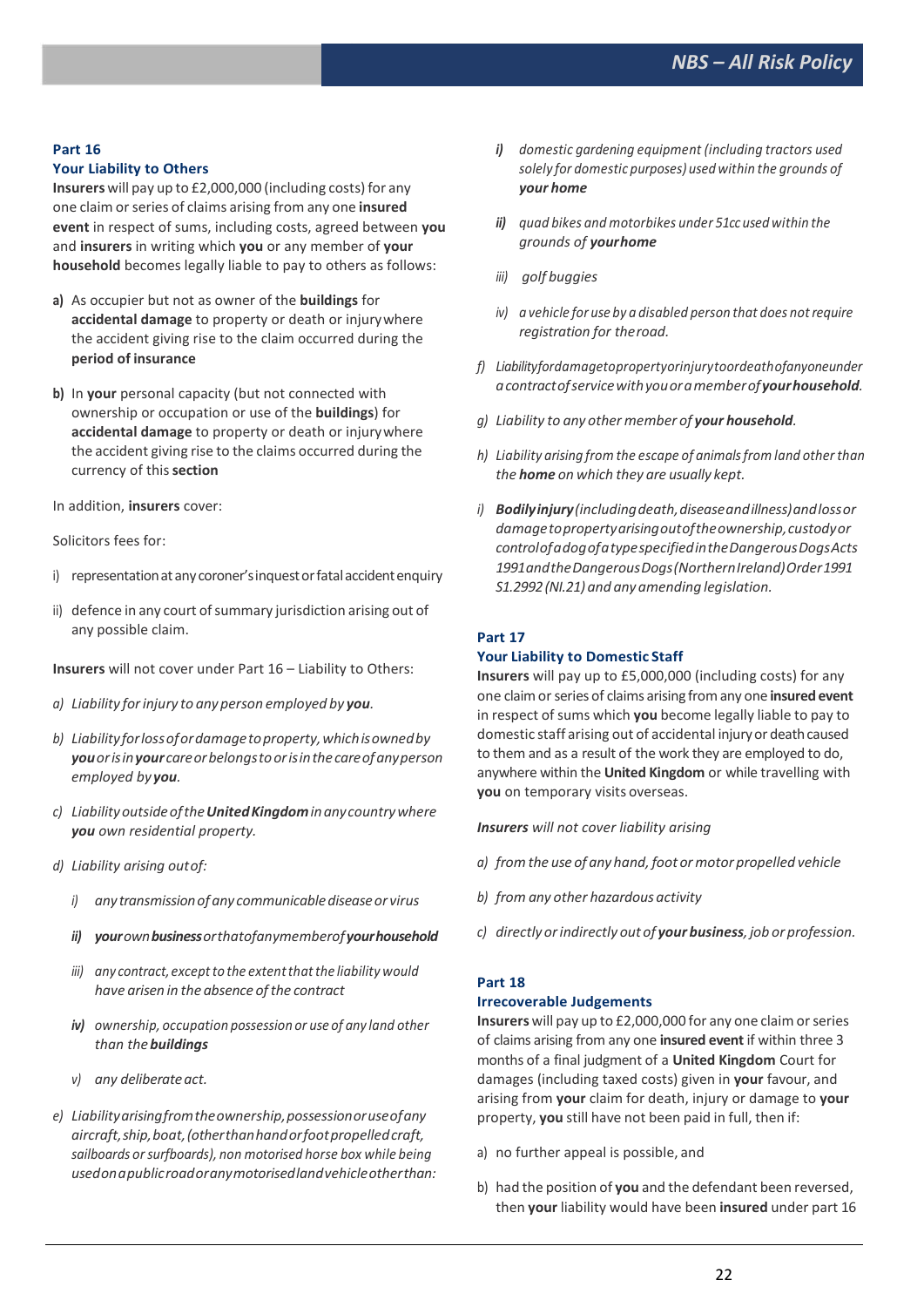## Part 16

### Your Liability to Others

**Insurers** will pay up to £2,000,000 (including costs) for any one claim or series of claims arising from any one **insured event** in respect of sums, including costs, agreed between **you** and **insurers** in writing which **you** or any member of **your household** becomes legally liable to pay to others as follows:

**a)** As occupier but not as owner of the **buildings** for **accidental damage** to property or death or injury where the accident giving rise to the claim occurred during the **period of insurance**

**b)** In **your** personal capacity (but not connected with ownership or occupation or use of the **buildings**) for **accidental damage** to property or death or injury where the accident giving rise to the claims occurred during the currency of this **section**

In addition, **insurers** cover:

Solicitors fees for:

i) representation at any coroner's inquest or fatal accident enquiry

ii) defence in any court of summary jurisdiction arising out of any possible claim.

**Insurers** will not cover under Part 16 – Liability to Others:

*a) Liability for injury to any person employed by **you**.*

*b) Liability for loss of or damage to property, which is owned by **you** or is in **your** care or belongs to or is in the care of any person employed by **you**.*

*c) Liability outside of the **United Kingdom** in any country where **you** own residential property.*

*d) Liability arising out of:*

*i) any transmission of any communicable disease or virus*

***ii)** **your** own **business** or that of any member of **your household***

*iii) any contract, except to the extent that the liability would have arisen in the absence of the contract*

***iv)** ownership, occupation possession or use of any land other than the **buildings***

*v) any deliberate act.*

*e) Liability arising from the ownership, possession or use of any aircraft, ship, boat, (other than hand or foot propelled craft, sailboards or surfboards), non motorised horse box while being used on a public road or any motorised land vehicle other than:*

***i)** domestic gardening equipment (including tractors used solely for domestic purposes) used within the grounds of **your home***

***ii)** quad bikes and motorbikes under 51cc used within the grounds of **your home***

*iii) golf buggies*

*iv) a vehicle for use by a disabled person that does not require registration for the road.*

*f) Liability for damage to property or injury to or death of anyone under a contract of service with you or a member of **your household**.*

*g) Liability to any other member of **your household**.*

*h) Liability arising from the escape of animals from land other than the **home** on which they are usually kept.*

*i) **Bodily injury** (including death, disease and illness) and loss or damage to property arising out of the ownership, custody or control of a dog of a type specified in the Dangerous Dogs Acts 1991 and the Dangerous Dogs (Northern Ireland) Order 1991 S1.2992 (NI.21) and any amending legislation.*

## Part 17

### Your Liability to Domestic Staff

**Insurers** will pay up to £5,000,000 (including costs) for any one claim or series of claims arising from any one **insured event** in respect of sums which **you** become legally liable to pay to domestic staff arising out of accidental injury or death caused to them and as a result of the work they are employed to do, anywhere within the **United Kingdom** or while travelling with **you** on temporary visits overseas.

***Insurers** will not cover liability arising*

*a) from the use of any hand, foot or motor propelled vehicle*

*b) from any other hazardous activity*

*c) directly or indirectly out of **your business**, job or profession.*

## Part 18

### Irrecoverable Judgements

**Insurers** will pay up to £2,000,000 for any one claim or series of claims arising from any one **insured event** if within three 3 months of a final judgment of a **United Kingdom** Court for damages (including taxed costs) given in **your** favour, and arising from **your** claim for death, injury or damage to **your** property, **you** still have not been paid in full, then if:

a) no further appeal is possible, and

b) had the position of **you** and the defendant been reversed, then **your** liability would have been **insured** under part 16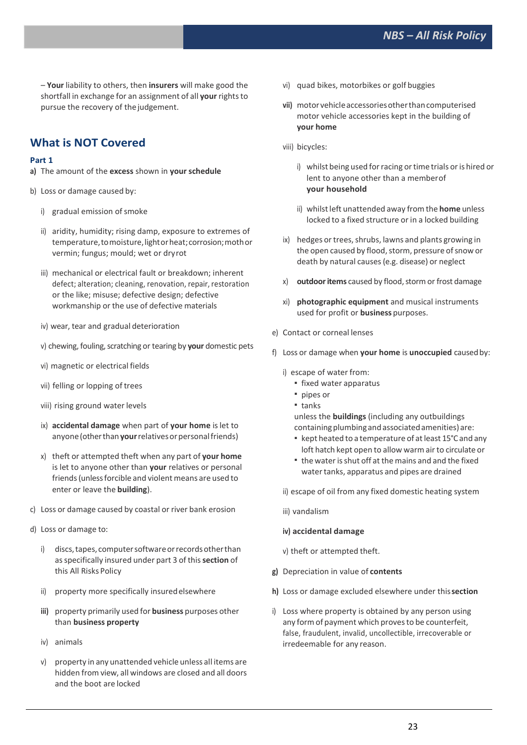– **Your** liability to others, then **insurers** will make good the shortfall in exchange for an assignment of all **your** rights to pursue the recovery of the judgement.

## What is NOT Covered

### Part 1

**a)** The amount of the **excess** shown in **your schedule**

b) Loss or damage caused by:

- i) gradual emission of smoke
- ii) aridity, humidity; rising damp, exposure to extremes of temperature, to moisture, light or heat; corrosion; moth or vermin; fungus; mould; wet or dry rot
- iii) mechanical or electrical fault or breakdown; inherent defect; alteration; cleaning, renovation, repair, restoration or the like; misuse; defective design; defective workmanship or the use of defective materials
- iv) wear, tear and gradual deterioration
- v) chewing, fouling, scratching or tearing by **your** domestic pets
- vi) magnetic or electrical fields
- vii) felling or lopping of trees
- viii) rising ground water levels
- ix) **accidental damage** when part of **your home** is let to anyone (other than **your** relatives or personal friends)
- x) theft or attempted theft when any part of **your home** is let to anyone other than **your** relatives or personal friends (unless forcible and violent means are used to enter or leave the **building**).

c) Loss or damage caused by coastal or river bank erosion

d) Loss or damage to:

- i) discs, tapes, computer software or records other than as specifically insured under part 3 of this **section** of this All Risks Policy
- ii) property more specifically insured elsewhere
- **iii)** property primarily used for **business** purposes other than **business property**
- iv) animals
- v) property in any unattended vehicle unless all items are hidden from view, all windows are closed and all doors and the boot are locked
- vi) quad bikes, motorbikes or golf buggies
- **vii)** motor vehicle accessories other than computerised motor vehicle accessories kept in the building of **your home**
- viii) bicycles:
  - i) whilst being used for racing or time trials or is hired or lent to anyone other than a member of **your household**
  - ii) whilst left unattended away from the **home** unless locked to a fixed structure or in a locked building
- ix) hedges or trees, shrubs, lawns and plants growing in the open caused by flood, storm, pressure of snow or death by natural causes (e.g. disease) or neglect
- x) **outdoor items** caused by flood, storm or frost damage
- xi) **photographic equipment** and musical instruments used for profit or **business** purposes.

e) Contact or corneal lenses

f) Loss or damage when **your home** is **unoccupied** caused by:

- i) escape of water from:
  - fixed water apparatus
  - pipes or
  - tanks

  unless the **buildings** (including any outbuildings containing plumbing and associated amenities) are:
  - kept heated to a temperature of at least 15°C and any loft hatch kept open to allow warm air to circulate or
  - the water is shut off at the mains and the fixed water tanks, apparatus and pipes are drained
- ii) escape of oil from any fixed domestic heating system
- iii) vandalism
- **iv) accidental damage**
- v) theft or attempted theft.

**g)** Depreciation in value of **contents**

**h)** Loss or damage excluded elsewhere under this **section**

i) Loss where property is obtained by any person using any form of payment which proves to be counterfeit, false, fraudulent, invalid, uncollectible, irrecoverable or irredeemable for any reason.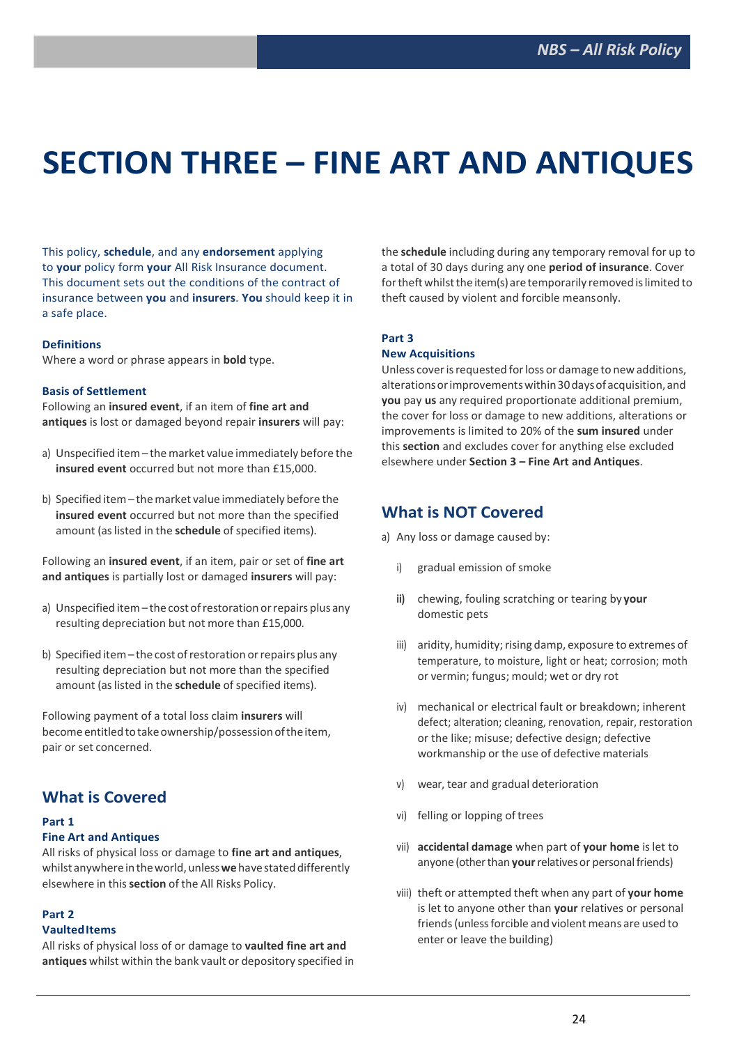# SECTION THREE – FINE ART AND ANTIQUES

This policy, **schedule**, and any **endorsement** applying to **your** policy form **your** All Risk Insurance document. This document sets out the conditions of the contract of insurance between **you** and **insurers**. **You** should keep it in a safe place.

### Definitions

Where a word or phrase appears in **bold** type.

### Basis of Settlement

Following an **insured event**, if an item of **fine art and antiques** is lost or damaged beyond repair **insurers** will pay:

a) Unspecified item – the market value immediately before the **insured event** occurred but not more than £15,000.

b) Specified item – the market value immediately before the **insured event** occurred but not more than the specified amount (as listed in the **schedule** of specified items).

Following an **insured event**, if an item, pair or set of **fine art and antiques** is partially lost or damaged **insurers** will pay:

a) Unspecified item – the cost of restoration or repairs plus any resulting depreciation but not more than £15,000.

b) Specified item – the cost of restoration or repairs plus any resulting depreciation but not more than the specified amount (as listed in the **schedule** of specified items).

Following payment of a total loss claim **insurers** will become entitled to take ownership/possession of the item, pair or set concerned.

## What is Covered

### Part 1
### Fine Art and Antiques

All risks of physical loss or damage to **fine art and antiques**, whilst anywhere in the world, unless **we** have stated differently elsewhere in this **section** of the All Risks Policy.

### Part 2
### Vaulted Items

All risks of physical loss of or damage to **vaulted fine art and antiques** whilst within the bank vault or depository specified in the **schedule** including during any temporary removal for up to a total of 30 days during any one **period of insurance**. Cover for theft whilst the item(s) are temporarily removed is limited to theft caused by violent and forcible means only.

### Part 3
### New Acquisitions

Unless cover is requested for loss or damage to new additions, alterations or improvements within 30 days of acquisition, and **you** pay **us** any required proportionate additional premium, the cover for loss or damage to new additions, alterations or improvements is limited to 20% of the **sum insured** under this **section** and excludes cover for anything else excluded elsewhere under **Section 3 – Fine Art and Antiques**.

## What is NOT Covered

a) Any loss or damage caused by:

i) gradual emission of smoke

**ii)** chewing, fouling scratching or tearing by **your** domestic pets

iii) aridity, humidity; rising damp, exposure to extremes of temperature, to moisture, light or heat; corrosion; moth or vermin; fungus; mould; wet or dry rot

iv) mechanical or electrical fault or breakdown; inherent defect; alteration; cleaning, renovation, repair, restoration or the like; misuse; defective design; defective workmanship or the use of defective materials

v) wear, tear and gradual deterioration

vi) felling or lopping of trees

vii) **accidental damage** when part of **your home** is let to anyone (other than **your** relatives or personal friends)

viii) theft or attempted theft when any part of **your home** is let to anyone other than **your** relatives or personal friends (unless forcible and violent means are used to enter or leave the building)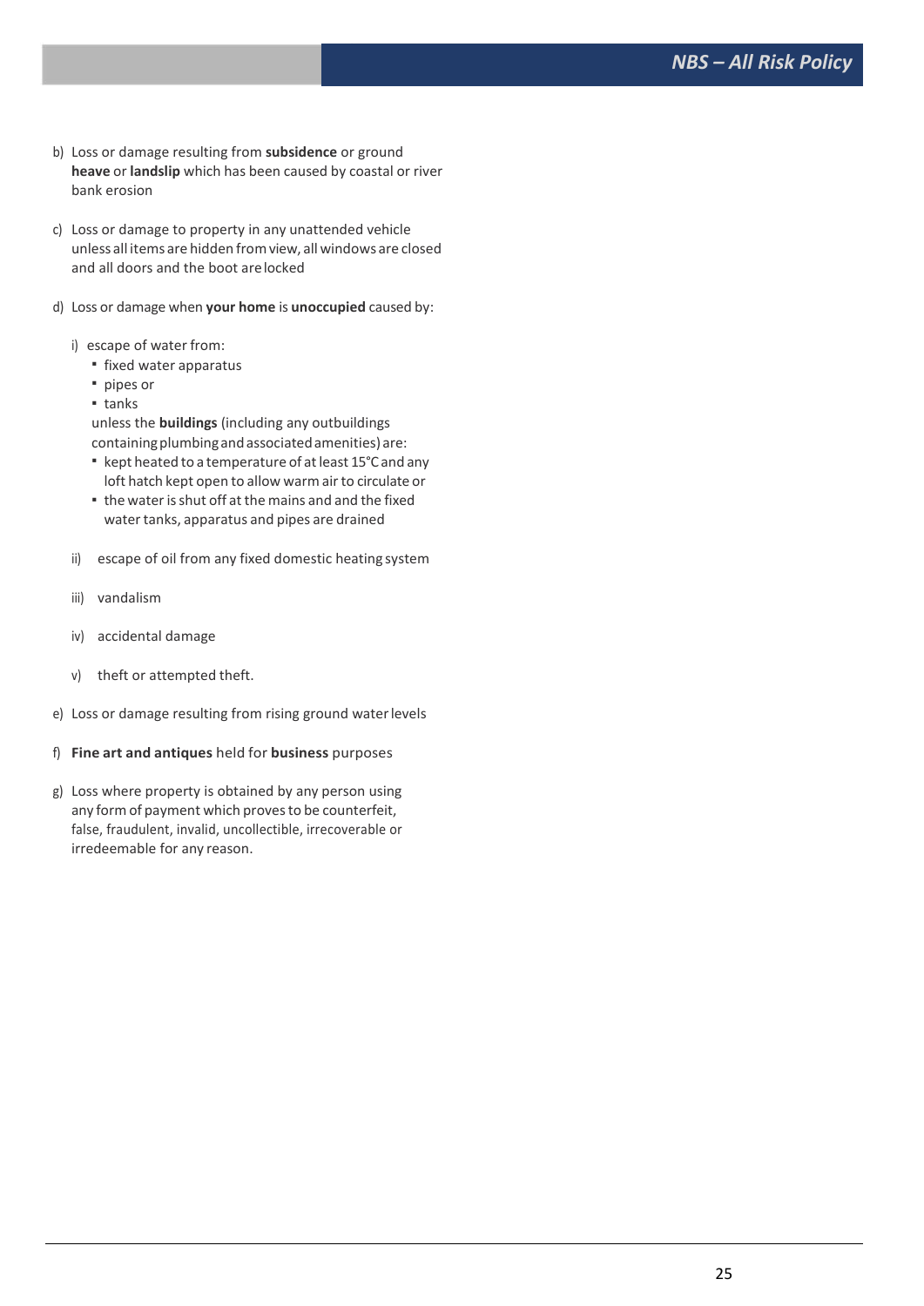b) Loss or damage resulting from **subsidence** or ground **heave** or **landslip** which has been caused by coastal or river bank erosion

c) Loss or damage to property in any unattended vehicle unless all items are hidden from view, all windows are closed and all doors and the boot are locked

d) Loss or damage when **your home** is **unoccupied** caused by:

   i) escape of water from:
      - fixed water apparatus
      - pipes or
      - tanks

      unless the **buildings** (including any outbuildings containing plumbing and associated amenities) are:
      - kept heated to a temperature of at least 15°C and any loft hatch kept open to allow warm air to circulate or
      - the water is shut off at the mains and and the fixed water tanks, apparatus and pipes are drained

   ii) escape of oil from any fixed domestic heating system

   iii) vandalism

   iv) accidental damage

   v) theft or attempted theft.

e) Loss or damage resulting from rising ground water levels

f) **Fine art and antiques** held for **business** purposes

g) Loss where property is obtained by any person using any form of payment which proves to be counterfeit, false, fraudulent, invalid, uncollectible, irrecoverable or irredeemable for any reason.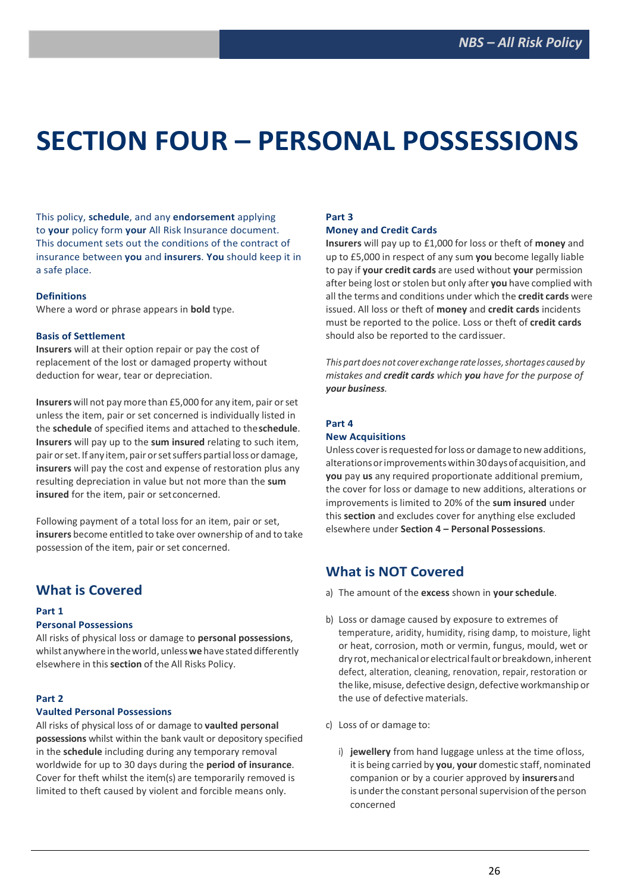# SECTION FOUR – PERSONAL POSSESSIONS

This policy, **schedule**, and any **endorsement** applying to **your** policy form **your** All Risk Insurance document. This document sets out the conditions of the contract of insurance between **you** and **insurers**. **You** should keep it in a safe place.

### Definitions

Where a word or phrase appears in **bold** type.

### Basis of Settlement

**Insurers** will at their option repair or pay the cost of replacement of the lost or damaged property without deduction for wear, tear or depreciation.

**Insurers** will not pay more than £5,000 for any item, pair or set unless the item, pair or set concerned is individually listed in the **schedule** of specified items and attached to the **schedule**. **Insurers** will pay up to the **sum insured** relating to such item, pair or set. If any item, pair or set suffers partial loss or damage, **insurers** will pay the cost and expense of restoration plus any resulting depreciation in value but not more than the **sum insured** for the item, pair or set concerned.

Following payment of a total loss for an item, pair or set, **insurers** become entitled to take over ownership of and to take possession of the item, pair or set concerned.

## What is Covered

### Part 1
### Personal Possessions

All risks of physical loss or damage to **personal possessions**, whilst anywhere in the world, unless **we** have stated differently elsewhere in this **section** of the All Risks Policy.

### Part 2
### Vaulted Personal Possessions

All risks of physical loss of or damage to **vaulted personal possessions** whilst within the bank vault or depository specified in the **schedule** including during any temporary removal worldwide for up to 30 days during the **period of insurance**. Cover for theft whilst the item(s) are temporarily removed is limited to theft caused by violent and forcible means only.

### Part 3
### Money and Credit Cards

**Insurers** will pay up to £1,000 for loss or theft of **money** and up to £5,000 in respect of any sum **you** become legally liable to pay if **your credit cards** are used without **your** permission after being lost or stolen but only after **you** have complied with all the terms and conditions under which the **credit cards** were issued. All loss or theft of **money** and **credit cards** incidents must be reported to the police. Loss or theft of **credit cards** should also be reported to the card issuer.

*This part does not cover exchange rate losses, shortages caused by mistakes and **credit cards** which **you** have for the purpose of **your business**.*

### Part 4
### New Acquisitions

Unless cover is requested for loss or damage to new additions, alterations or improvements within 30 days of acquisition, and **you** pay **us** any required proportionate additional premium, the cover for loss or damage to new additions, alterations or improvements is limited to 20% of the **sum insured** under this **section** and excludes cover for anything else excluded elsewhere under **Section 4 – Personal Possessions**.

## What is NOT Covered

a) The amount of the **excess** shown in **your schedule**.

b) Loss or damage caused by exposure to extremes of temperature, aridity, humidity, rising damp, to moisture, light or heat, corrosion, moth or vermin, fungus, mould, wet or dry rot, mechanical or electrical fault or breakdown, inherent defect, alteration, cleaning, renovation, repair, restoration or the like, misuse, defective design, defective workmanship or the use of defective materials.

c) Loss of or damage to:

   i) **jewellery** from hand luggage unless at the time of loss, it is being carried by **you**, **your** domestic staff, nominated companion or by a courier approved by **insurers** and is under the constant personal supervision of the person concerned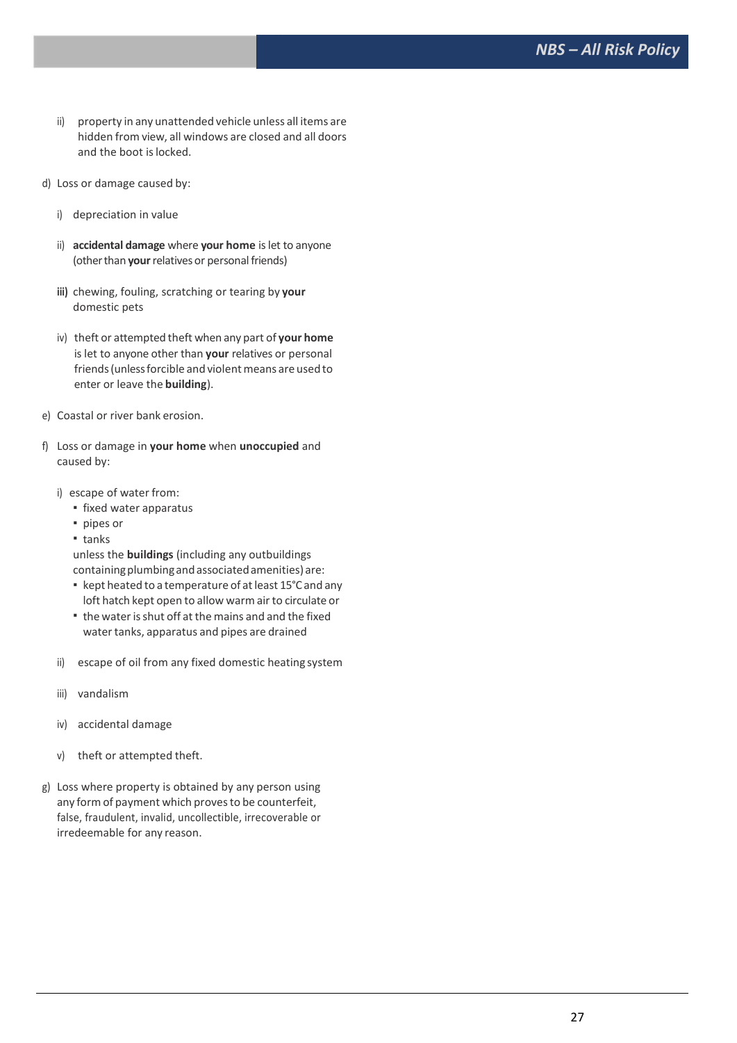ii) property in any unattended vehicle unless all items are hidden from view, all windows are closed and all doors and the boot is locked.

d) Loss or damage caused by:

   i) depreciation in value

   ii) **accidental damage** where **your home** is let to anyone (other than **your** relatives or personal friends)

   **iii)** chewing, fouling, scratching or tearing by **your** domestic pets

   iv) theft or attempted theft when any part of **your home** is let to anyone other than **your** relatives or personal friends (unless forcible and violent means are used to enter or leave the **building**).

e) Coastal or river bank erosion.

f) Loss or damage in **your home** when **unoccupied** and caused by:

   i) escape of water from:
   - fixed water apparatus
   - pipes or
   - tanks

   unless the **buildings** (including any outbuildings containing plumbing and associated amenities) are:
   - kept heated to a temperature of at least 15°C and any loft hatch kept open to allow warm air to circulate or
   - the water is shut off at the mains and and the fixed water tanks, apparatus and pipes are drained

   ii) escape of oil from any fixed domestic heating system

   iii) vandalism

   iv) accidental damage

   v) theft or attempted theft.

g) Loss where property is obtained by any person using any form of payment which proves to be counterfeit, false, fraudulent, invalid, uncollectible, irrecoverable or irredeemable for any reason.